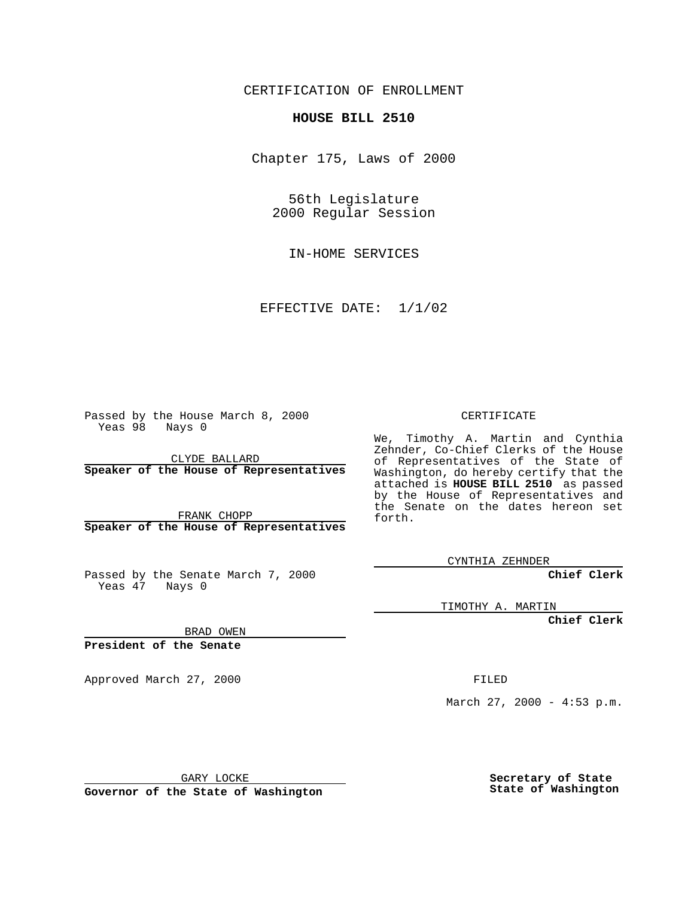CERTIFICATION OF ENROLLMENT

**HOUSE BILL 2510**

Chapter 175, Laws of 2000

56th Legislature
2000 Regular Session

IN-HOME SERVICES

EFFECTIVE DATE: 1/1/02

Passed by the House March 8, 2000
Yeas 98 Nays 0

CLYDE BALLARD
**Speaker of the House of Representatives**

FRANK CHOPP
**Speaker of the House of Representatives**

Passed by the Senate March 7, 2000
Yeas 47 Nays 0

BRAD OWEN
**President of the Senate**

Approved March 27, 2000

GARY LOCKE
**Governor of the State of Washington**

CERTIFICATE

We, Timothy A. Martin and Cynthia Zehnder, Co-Chief Clerks of the House of Representatives of the State of Washington, do hereby certify that the attached is **HOUSE BILL 2510** as passed by the House of Representatives and the Senate on the dates hereon set forth.

CYNTHIA ZEHNDER
**Chief Clerk**

TIMOTHY A. MARTIN
**Chief Clerk**

FILED

March 27, 2000 - 4:53 p.m.

**Secretary of State**
**State of Washington**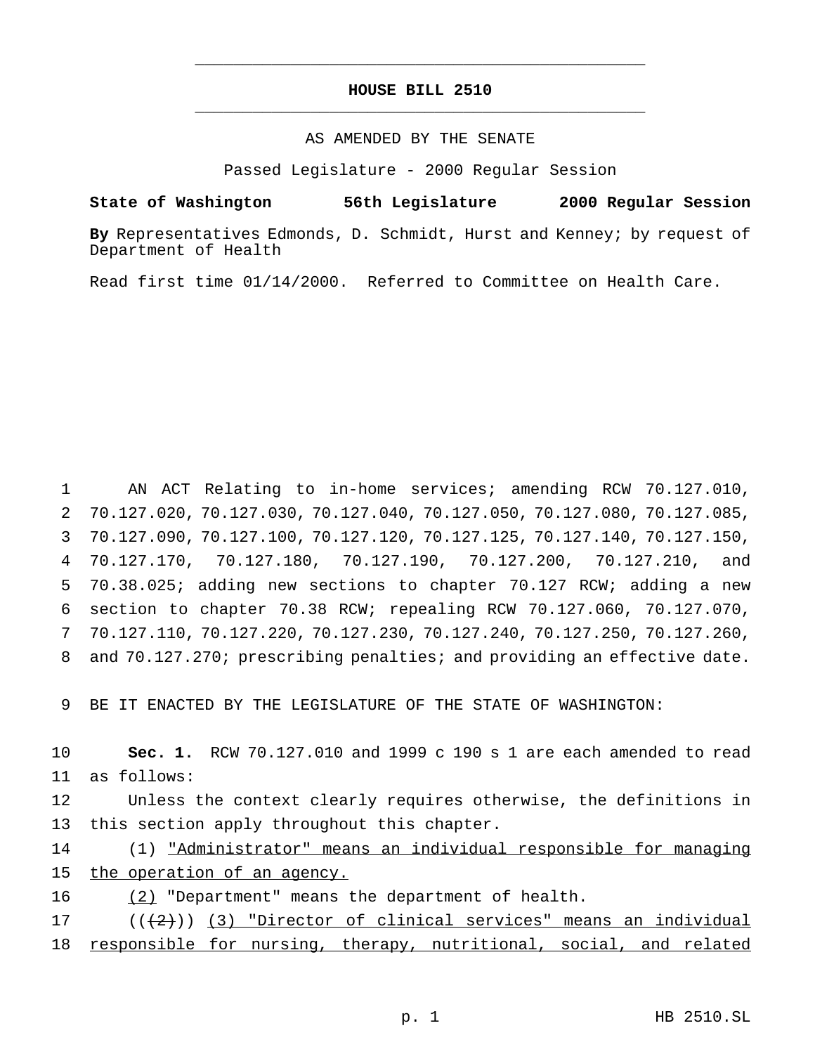# HOUSE BILL 2510

AS AMENDED BY THE SENATE

Passed Legislature - 2000 Regular Session

**State of Washington 56th Legislature 2000 Regular Session**

**By** Representatives Edmonds, D. Schmidt, Hurst and Kenney; by request of Department of Health

Read first time 01/14/2000. Referred to Committee on Health Care.

1 AN ACT Relating to in-home services; amending RCW 70.127.010, 2 70.127.020, 70.127.030, 70.127.040, 70.127.050, 70.127.080, 70.127.085, 3 70.127.090, 70.127.100, 70.127.120, 70.127.125, 70.127.140, 70.127.150, 4 70.127.170, 70.127.180, 70.127.190, 70.127.200, 70.127.210, and 5 70.38.025; adding new sections to chapter 70.127 RCW; adding a new 6 section to chapter 70.38 RCW; repealing RCW 70.127.060, 70.127.070, 7 70.127.110, 70.127.220, 70.127.230, 70.127.240, 70.127.250, 70.127.260, 8 and 70.127.270; prescribing penalties; and providing an effective date.

9 BE IT ENACTED BY THE LEGISLATURE OF THE STATE OF WASHINGTON:

10 **Sec. 1.** RCW 70.127.010 and 1999 c 190 s 1 are each amended to read 11 as follows:

12 Unless the context clearly requires otherwise, the definitions in 13 this section apply throughout this chapter.

14 (1) <u>"Administrator" means an individual responsible for managing</u> 15 <u>the operation of an agency.</u>

16 <u>(2)</u> "Department" means the department of health.

17 ((~~(2)~~)) <u>(3) "Director of clinical services" means an individual</u> 18 <u>responsible for nursing, therapy, nutritional, social, and related</u>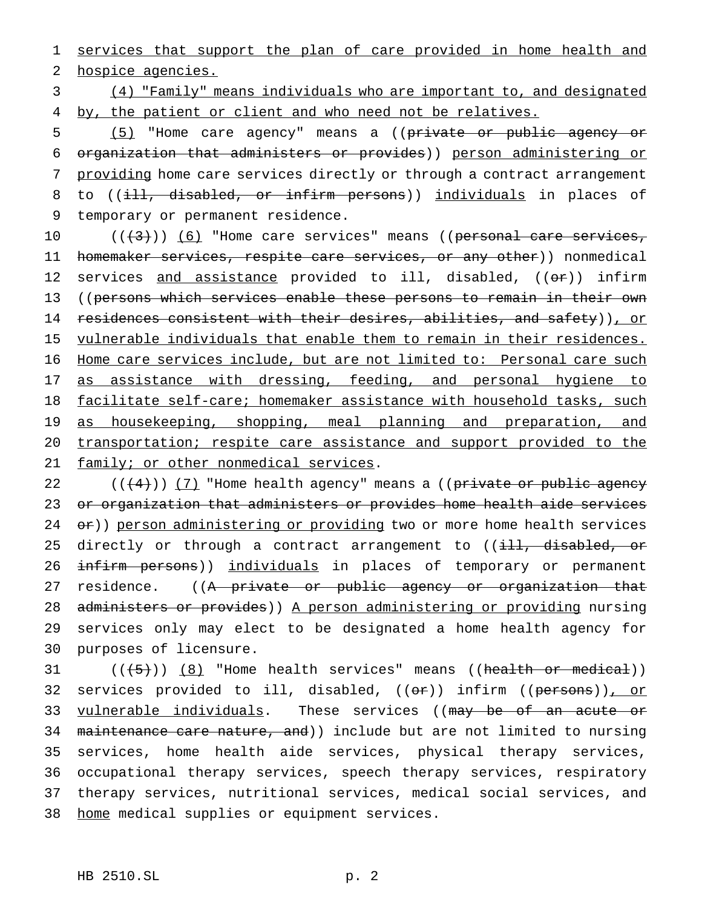services that support the plan of care provided in home health and hospice agencies.

(4) "Family" means individuals who are important to, and designated by, the patient or client and who need not be relatives.

(5) "Home care agency" means a ((private or public agency or organization that administers or provides)) person administering or providing home care services directly or through a contract arrangement to ((ill, disabled, or infirm persons)) individuals in places of temporary or permanent residence.

(((3))) (6) "Home care services" means ((personal care services, homemaker services, respite care services, or any other)) nonmedical services and assistance provided to ill, disabled, ((or)) infirm ((persons which services enable these persons to remain in their own residences consistent with their desires, abilities, and safety)), or vulnerable individuals that enable them to remain in their residences. Home care services include, but are not limited to: Personal care such as assistance with dressing, feeding, and personal hygiene to facilitate self-care; homemaker assistance with household tasks, such as housekeeping, shopping, meal planning and preparation, and transportation; respite care assistance and support provided to the family; or other nonmedical services.

(((4))) (7) "Home health agency" means a ((private or public agency or organization that administers or provides home health aide services or)) person administering or providing two or more home health services directly or through a contract arrangement to ((ill, disabled, or infirm persons)) individuals in places of temporary or permanent residence. ((A private or public agency or organization that administers or provides)) A person administering or providing nursing services only may elect to be designated a home health agency for purposes of licensure.

(((5))) (8) "Home health services" means ((health or medical)) services provided to ill, disabled, ((or)) infirm ((persons)), or vulnerable individuals. These services ((may be of an acute or maintenance care nature, and)) include but are not limited to nursing services, home health aide services, physical therapy services, occupational therapy services, speech therapy services, respiratory therapy services, nutritional services, medical social services, and home medical supplies or equipment services.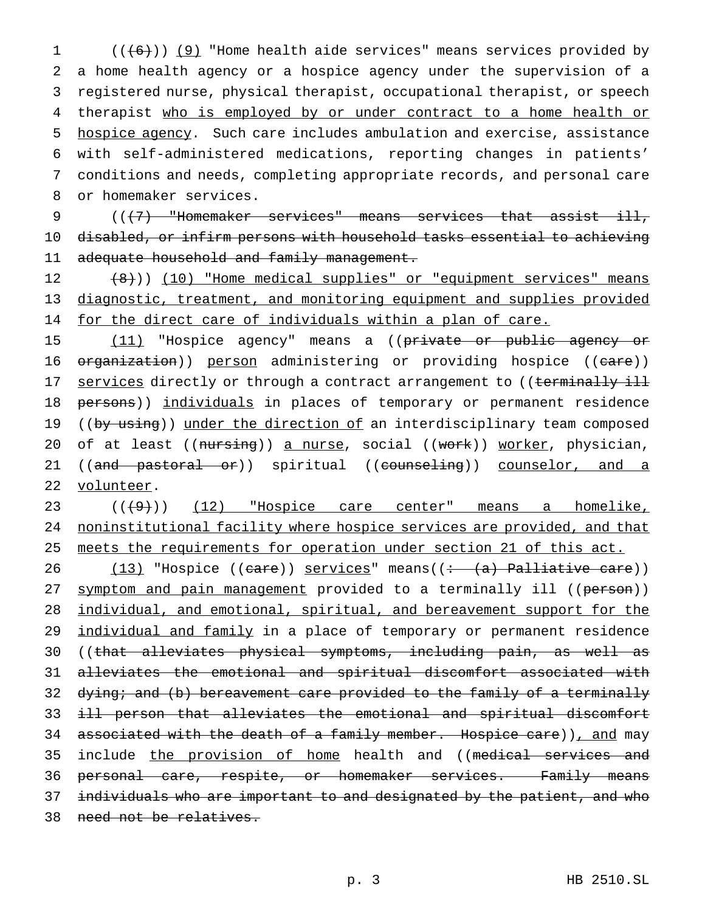(((6))) (9) "Home health aide services" means services provided by a home health agency or a hospice agency under the supervision of a registered nurse, physical therapist, occupational therapist, or speech therapist who is employed by or under contract to a home health or hospice agency. Such care includes ambulation and exercise, assistance with self-administered medications, reporting changes in patients' conditions and needs, completing appropriate records, and personal care or homemaker services.

(((7) "Homemaker services" means services that assist ill, disabled, or infirm persons with household tasks essential to achieving adequate household and family management.

(8))) (10) "Home medical supplies" or "equipment services" means diagnostic, treatment, and monitoring equipment and supplies provided for the direct care of individuals within a plan of care.

(11) "Hospice agency" means a ((private or public agency or organization)) person administering or providing hospice ((care)) services directly or through a contract arrangement to ((terminally ill persons)) individuals in places of temporary or permanent residence ((by using)) under the direction of an interdisciplinary team composed of at least ((nursing)) a nurse, social ((work)) worker, physician, ((and pastoral or)) spiritual ((counseling)) counselor, and a volunteer.

(((9))) (12) "Hospice care center" means a homelike, noninstitutional facility where hospice services are provided, and that meets the requirements for operation under section 21 of this act.

(13) "Hospice ((care)) services" means((: (a) Palliative care)) symptom and pain management provided to a terminally ill ((person)) individual, and emotional, spiritual, and bereavement support for the individual and family in a place of temporary or permanent residence ((that alleviates physical symptoms, including pain, as well as alleviates the emotional and spiritual discomfort associated with dying; and (b) bereavement care provided to the family of a terminally ill person that alleviates the emotional and spiritual discomfort associated with the death of a family member. Hospice care)), and may include the provision of home health and ((medical services and personal care, respite, or homemaker services. Family means individuals who are important to and designated by the patient, and who need not be relatives.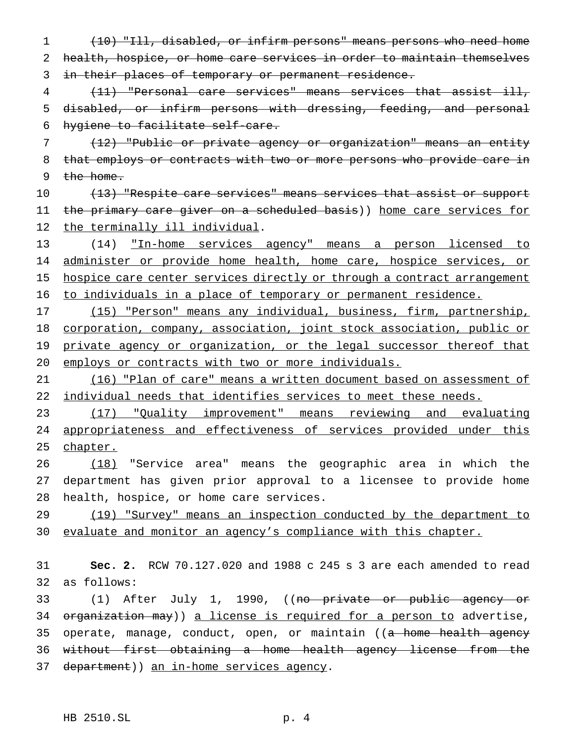(10) "Ill, disabled, or infirm persons" means persons who need home health, hospice, or home care services in order to maintain themselves in their places of temporary or permanent residence.

(11) "Personal care services" means services that assist ill, disabled, or infirm persons with dressing, feeding, and personal hygiene to facilitate self-care.

(12) "Public or private agency or organization" means an entity that employs or contracts with two or more persons who provide care in the home.

(13) "Respite care services" means services that assist or support the primary care giver on a scheduled basis)) home care services for the terminally ill individual.

(14) "In-home services agency" means a person licensed to administer or provide home health, home care, hospice services, or hospice care center services directly or through a contract arrangement to individuals in a place of temporary or permanent residence.

(15) "Person" means any individual, business, firm, partnership, corporation, company, association, joint stock association, public or private agency or organization, or the legal successor thereof that employs or contracts with two or more individuals.

(16) "Plan of care" means a written document based on assessment of individual needs that identifies services to meet these needs.

(17) "Quality improvement" means reviewing and evaluating appropriateness and effectiveness of services provided under this chapter.

(18) "Service area" means the geographic area in which the department has given prior approval to a licensee to provide home health, hospice, or home care services.

(19) "Survey" means an inspection conducted by the department to evaluate and monitor an agency's compliance with this chapter.

**Sec. 2.** RCW 70.127.020 and 1988 c 245 s 3 are each amended to read as follows:

(1) After July 1, 1990, ((no private or public agency or organization may)) a license is required for a person to advertise, operate, manage, conduct, open, or maintain ((a home health agency without first obtaining a home health agency license from the department)) an in-home services agency.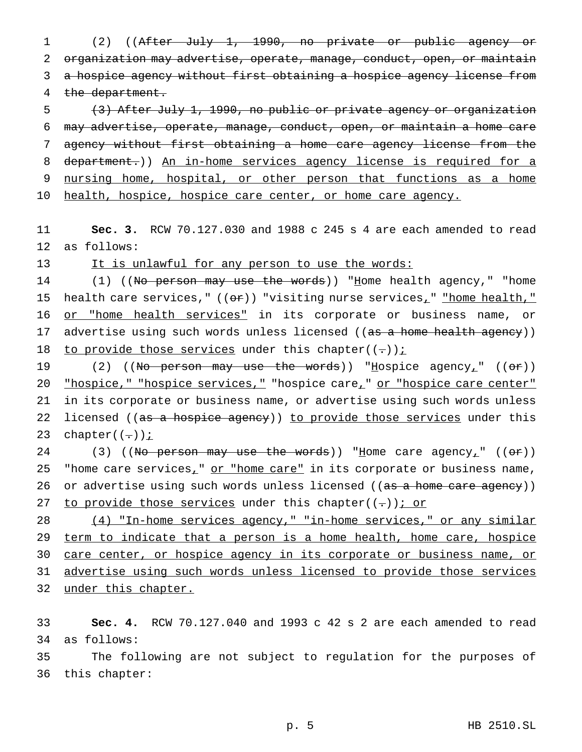(2) ((After July 1, 1990, no private or public agency or organization may advertise, operate, manage, conduct, open, or maintain a hospice agency without first obtaining a hospice agency license from the department.

(3) After July 1, 1990, no public or private agency or organization may advertise, operate, manage, conduct, open, or maintain a home care agency without first obtaining a home care agency license from the department.)) An in-home services agency license is required for a nursing home, hospital, or other person that functions as a home health, hospice, hospice care center, or home care agency.

**Sec. 3.** RCW 70.127.030 and 1988 c 245 s 4 are each amended to read as follows:

It is unlawful for any person to use the words:

(1) ((No person may use the words)) "Home health agency," "home health care services," ((or)) "visiting nurse services," "home health," or "home health services" in its corporate or business name, or advertise using such words unless licensed ((as a home health agency)) to provide those services under this chapter((.));

(2) ((No person may use the words)) "Hospice agency," ((or)) "hospice," "hospice services," "hospice care," or "hospice care center" in its corporate or business name, or advertise using such words unless licensed ((as a hospice agency)) to provide those services under this chapter((.));

(3) ((No person may use the words)) "Home care agency," ((or)) "home care services," or "home care" in its corporate or business name, or advertise using such words unless licensed ((as a home care agency)) to provide those services under this chapter((.)); or

(4) "In-home services agency," "in-home services," or any similar term to indicate that a person is a home health, home care, hospice care center, or hospice agency in its corporate or business name, or advertise using such words unless licensed to provide those services under this chapter.

**Sec. 4.** RCW 70.127.040 and 1993 c 42 s 2 are each amended to read as follows:

The following are not subject to regulation for the purposes of this chapter: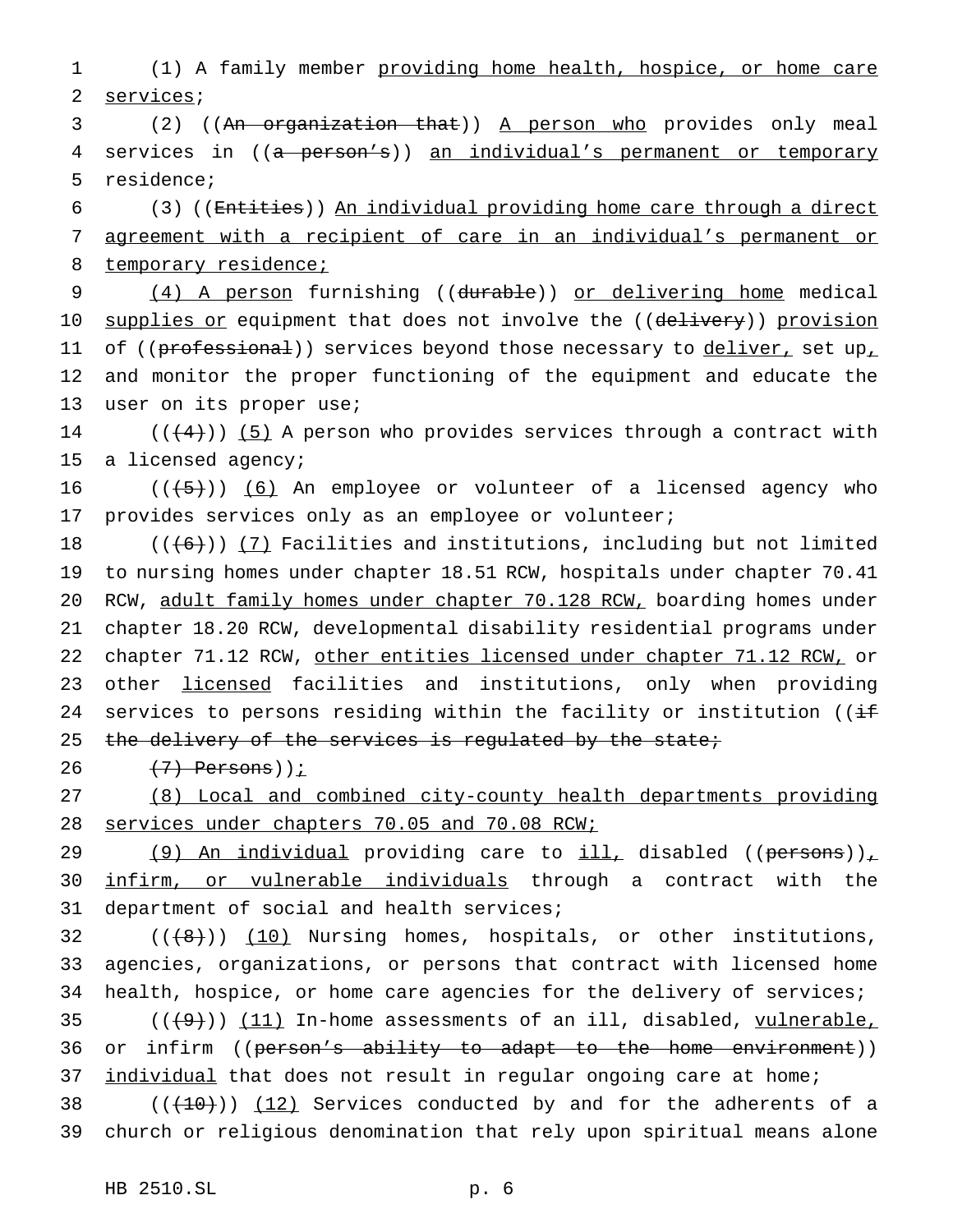(1) A family member providing home health, hospice, or home care services;

(2) ((An organization that)) A person who provides only meal services in ((a person's)) an individual's permanent or temporary residence;

(3) ((Entities)) An individual providing home care through a direct agreement with a recipient of care in an individual's permanent or temporary residence;

(4) A person furnishing ((durable)) or delivering home medical supplies or equipment that does not involve the ((delivery)) provision of ((professional)) services beyond those necessary to deliver, set up, and monitor the proper functioning of the equipment and educate the user on its proper use;

(((4))) (5) A person who provides services through a contract with a licensed agency;

(((5))) (6) An employee or volunteer of a licensed agency who provides services only as an employee or volunteer;

(((6))) (7) Facilities and institutions, including but not limited to nursing homes under chapter 18.51 RCW, hospitals under chapter 70.41 RCW, adult family homes under chapter 70.128 RCW, boarding homes under chapter 18.20 RCW, developmental disability residential programs under chapter 71.12 RCW, other entities licensed under chapter 71.12 RCW, or other licensed facilities and institutions, only when providing services to persons residing within the facility or institution ((if the delivery of the services is regulated by the state;

(7) Persons));

(8) Local and combined city-county health departments providing services under chapters 70.05 and 70.08 RCW;

(9) An individual providing care to ill, disabled ((persons)), infirm, or vulnerable individuals through a contract with the department of social and health services;

(((8))) (10) Nursing homes, hospitals, or other institutions, agencies, organizations, or persons that contract with licensed home health, hospice, or home care agencies for the delivery of services;

(((9))) (11) In-home assessments of an ill, disabled, vulnerable, or infirm ((person's ability to adapt to the home environment)) individual that does not result in regular ongoing care at home;

(((10))) (12) Services conducted by and for the adherents of a church or religious denomination that rely upon spiritual means alone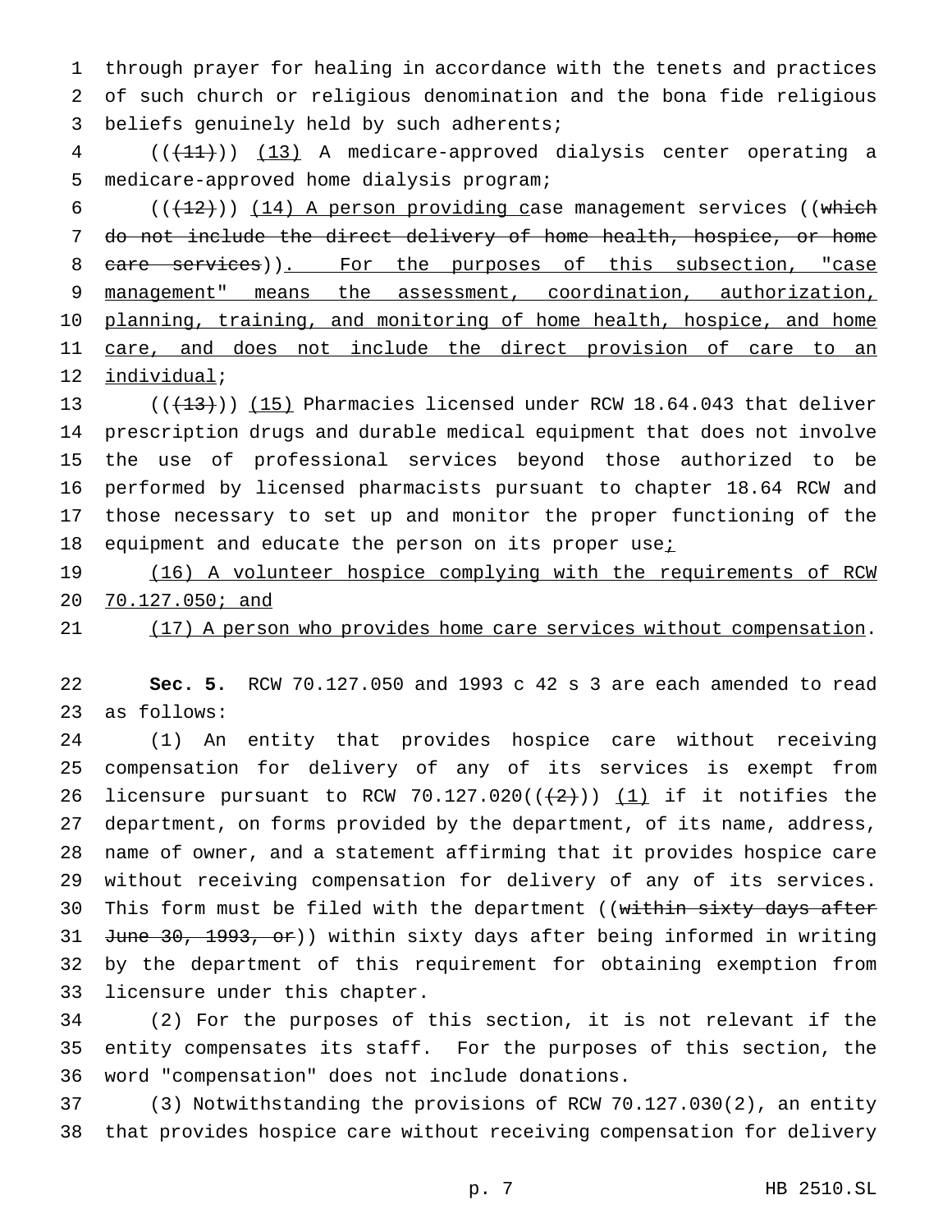through prayer for healing in accordance with the tenets and practices of such church or religious denomination and the bona fide religious beliefs genuinely held by such adherents;

~~((11))~~ (13) A medicare-approved dialysis center operating a medicare-approved home dialysis program;

~~((12))~~ (14) A person providing case management services ~~((which do not include the direct delivery of home health, hospice, or home care services))~~. For the purposes of this subsection, "case management" means the assessment, coordination, authorization, planning, training, and monitoring of home health, hospice, and home care, and does not include the direct provision of care to an individual;

~~((13))~~ (15) Pharmacies licensed under RCW 18.64.043 that deliver prescription drugs and durable medical equipment that does not involve the use of professional services beyond those authorized to be performed by licensed pharmacists pursuant to chapter 18.64 RCW and those necessary to set up and monitor the proper functioning of the equipment and educate the person on its proper use;

(16) A volunteer hospice complying with the requirements of RCW 70.127.050; and

(17) A person who provides home care services without compensation.

**Sec. 5.** RCW 70.127.050 and 1993 c 42 s 3 are each amended to read as follows:

(1) An entity that provides hospice care without receiving compensation for delivery of any of its services is exempt from licensure pursuant to RCW 70.127.020~~((2))~~ (1) if it notifies the department, on forms provided by the department, of its name, address, name of owner, and a statement affirming that it provides hospice care without receiving compensation for delivery of any of its services. This form must be filed with the department ~~((within sixty days after June 30, 1993, or))~~ within sixty days after being informed in writing by the department of this requirement for obtaining exemption from licensure under this chapter.

(2) For the purposes of this section, it is not relevant if the entity compensates its staff. For the purposes of this section, the word "compensation" does not include donations.

(3) Notwithstanding the provisions of RCW 70.127.030(2), an entity that provides hospice care without receiving compensation for delivery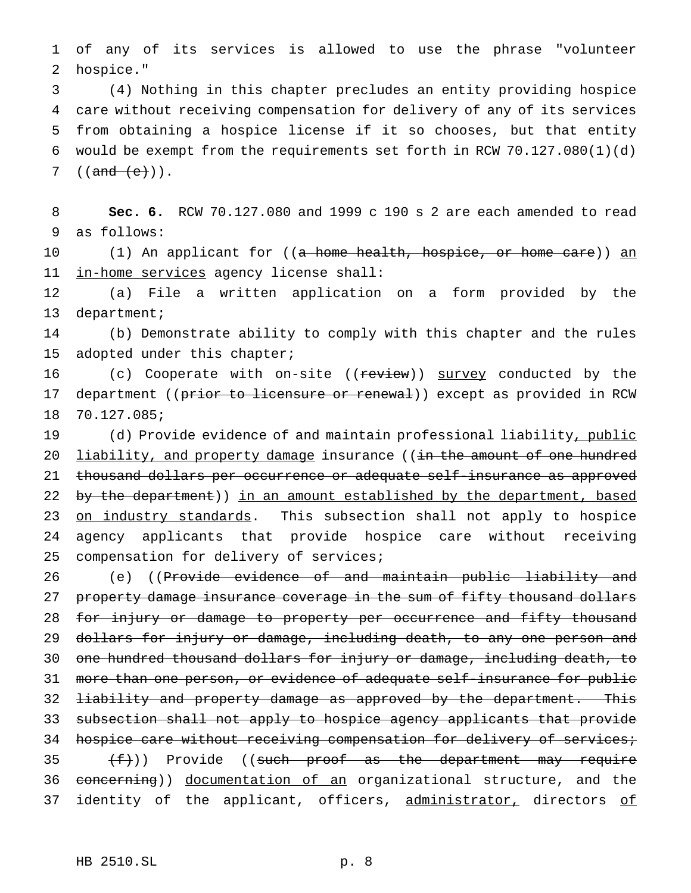of any of its services is allowed to use the phrase "volunteer hospice."

(4) Nothing in this chapter precludes an entity providing hospice care without receiving compensation for delivery of any of its services from obtaining a hospice license if it so chooses, but that entity would be exempt from the requirements set forth in RCW 70.127.080(1)(d) ((~~and (e)~~)).

**Sec. 6.** RCW 70.127.080 and 1999 c 190 s 2 are each amended to read as follows:

(1) An applicant for ((~~a home health, hospice, or home care~~)) <u>an in-home services</u> agency license shall:

(a) File a written application on a form provided by the department;

(b) Demonstrate ability to comply with this chapter and the rules adopted under this chapter;

(c) Cooperate with on-site ((~~review~~)) <u>survey</u> conducted by the department ((~~prior to licensure or renewal~~)) except as provided in RCW 70.127.085;

(d) Provide evidence of and maintain professional liability<u>, public liability, and property damage</u> insurance ((~~in the amount of one hundred thousand dollars per occurrence or adequate self-insurance as approved by the department~~)) <u>in an amount established by the department, based on industry standards</u>. This subsection shall not apply to hospice agency applicants that provide hospice care without receiving compensation for delivery of services;

(e) ((~~Provide evidence of and maintain public liability and property damage insurance coverage in the sum of fifty thousand dollars for injury or damage to property per occurrence and fifty thousand dollars for injury or damage, including death, to any one person and one hundred thousand dollars for injury or damage, including death, to more than one person, or evidence of adequate self-insurance for public liability and property damage as approved by the department. This subsection shall not apply to hospice agency applicants that provide hospice care without receiving compensation for delivery of services;~~

~~(f)~~)) Provide ((~~such proof as the department may require concerning~~)) <u>documentation of an</u> organizational structure, and the identity of the applicant, officers, <u>administrator,</u> directors <u>of</u>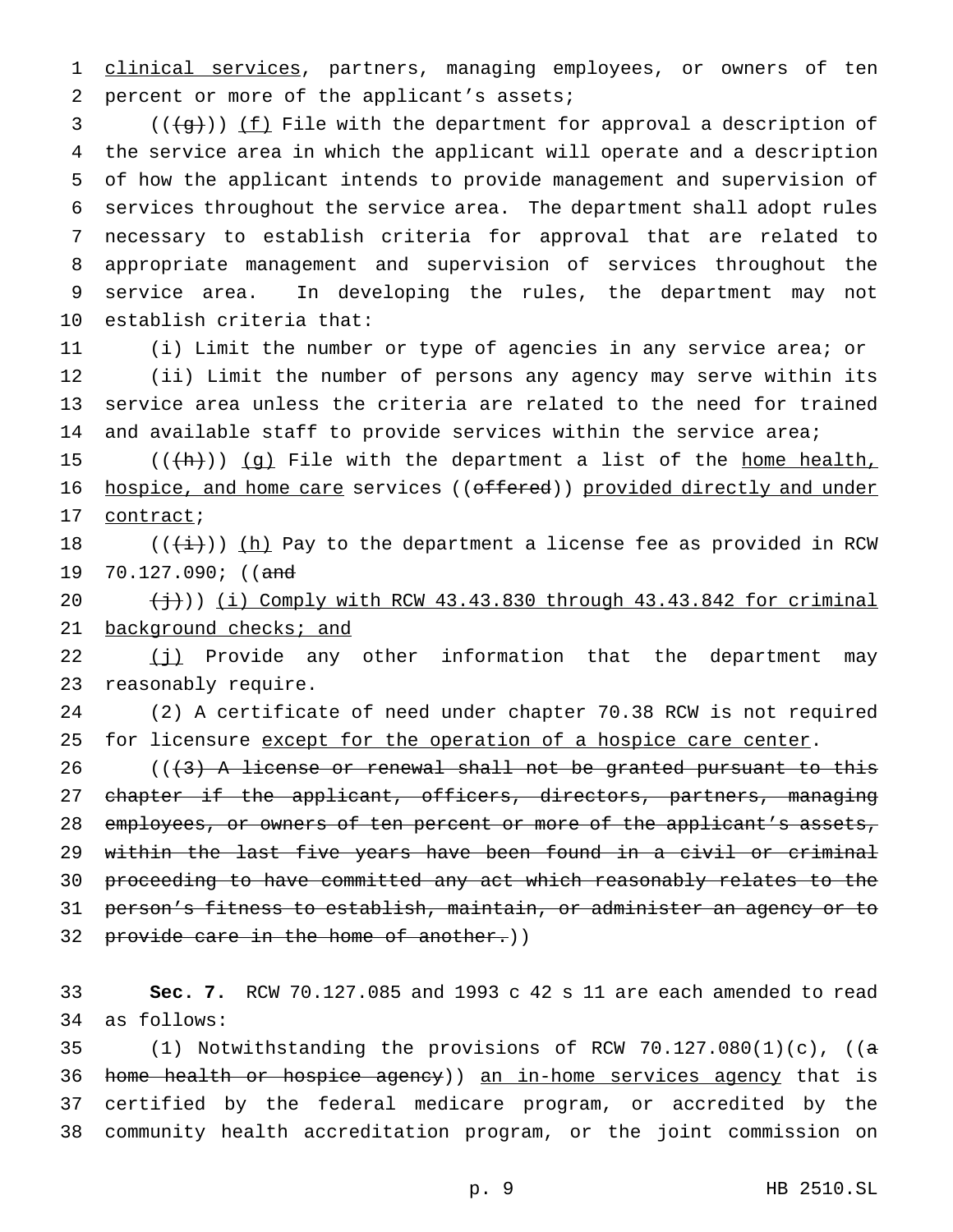clinical services, partners, managing employees, or owners of ten percent or more of the applicant's assets;

(((g))) (f) File with the department for approval a description of the service area in which the applicant will operate and a description of how the applicant intends to provide management and supervision of services throughout the service area. The department shall adopt rules necessary to establish criteria for approval that are related to appropriate management and supervision of services throughout the service area. In developing the rules, the department may not establish criteria that:

(i) Limit the number or type of agencies in any service area; or

(ii) Limit the number of persons any agency may serve within its service area unless the criteria are related to the need for trained and available staff to provide services within the service area;

(((h))) (g) File with the department a list of the home health, hospice, and home care services ((offered)) provided directly and under contract;

(((i))) (h) Pay to the department a license fee as provided in RCW 70.127.090; ((and

(j))) (i) Comply with RCW 43.43.830 through 43.43.842 for criminal background checks; and

(j) Provide any other information that the department may reasonably require.

(2) A certificate of need under chapter 70.38 RCW is not required for licensure except for the operation of a hospice care center.

(((3) A license or renewal shall not be granted pursuant to this chapter if the applicant, officers, directors, partners, managing employees, or owners of ten percent or more of the applicant's assets, within the last five years have been found in a civil or criminal proceeding to have committed any act which reasonably relates to the person's fitness to establish, maintain, or administer an agency or to provide care in the home of another.))

**Sec. 7.** RCW 70.127.085 and 1993 c 42 s 11 are each amended to read as follows:

(1) Notwithstanding the provisions of RCW 70.127.080(1)(c), ((a home health or hospice agency)) an in-home services agency that is certified by the federal medicare program, or accredited by the community health accreditation program, or the joint commission on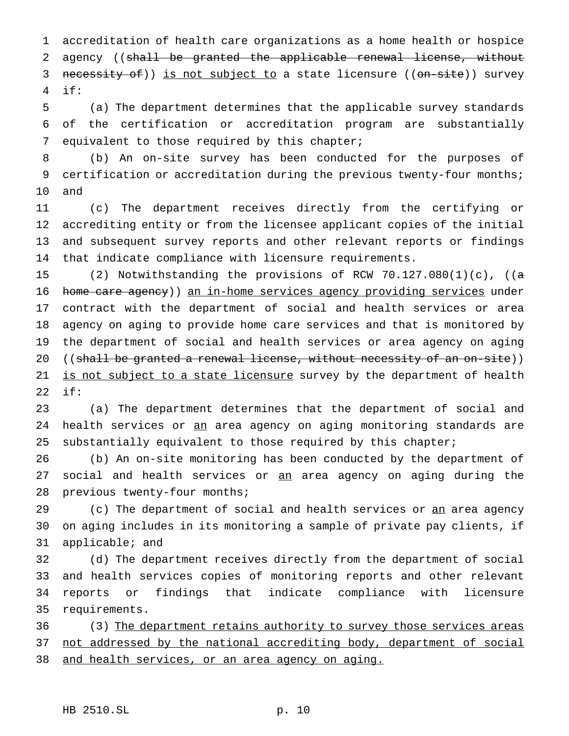accreditation of health care organizations as a home health or hospice agency ((~~shall be granted the applicable renewal license, without necessity of~~)) <u>is not subject to</u> a state licensure ((~~on-site~~)) survey if:

(a) The department determines that the applicable survey standards of the certification or accreditation program are substantially equivalent to those required by this chapter;

(b) An on-site survey has been conducted for the purposes of certification or accreditation during the previous twenty-four months; and

(c) The department receives directly from the certifying or accrediting entity or from the licensee applicant copies of the initial and subsequent survey reports and other relevant reports or findings that indicate compliance with licensure requirements.

(2) Notwithstanding the provisions of RCW 70.127.080(1)(c), ((~~a home care agency~~)) <u>an in-home services agency providing services</u> under contract with the department of social and health services or area agency on aging to provide home care services and that is monitored by the department of social and health services or area agency on aging ((~~shall be granted a renewal license, without necessity of an on-site~~)) <u>is not subject to a state licensure</u> survey by the department of health if:

(a) The department determines that the department of social and health services or <u>an</u> area agency on aging monitoring standards are substantially equivalent to those required by this chapter;

(b) An on-site monitoring has been conducted by the department of social and health services or <u>an</u> area agency on aging during the previous twenty-four months;

(c) The department of social and health services or <u>an</u> area agency on aging includes in its monitoring a sample of private pay clients, if applicable; and

(d) The department receives directly from the department of social and health services copies of monitoring reports and other relevant reports or findings that indicate compliance with licensure requirements.

(3) <u>The department retains authority to survey those services areas not addressed by the national accrediting body, department of social and health services, or an area agency on aging.</u>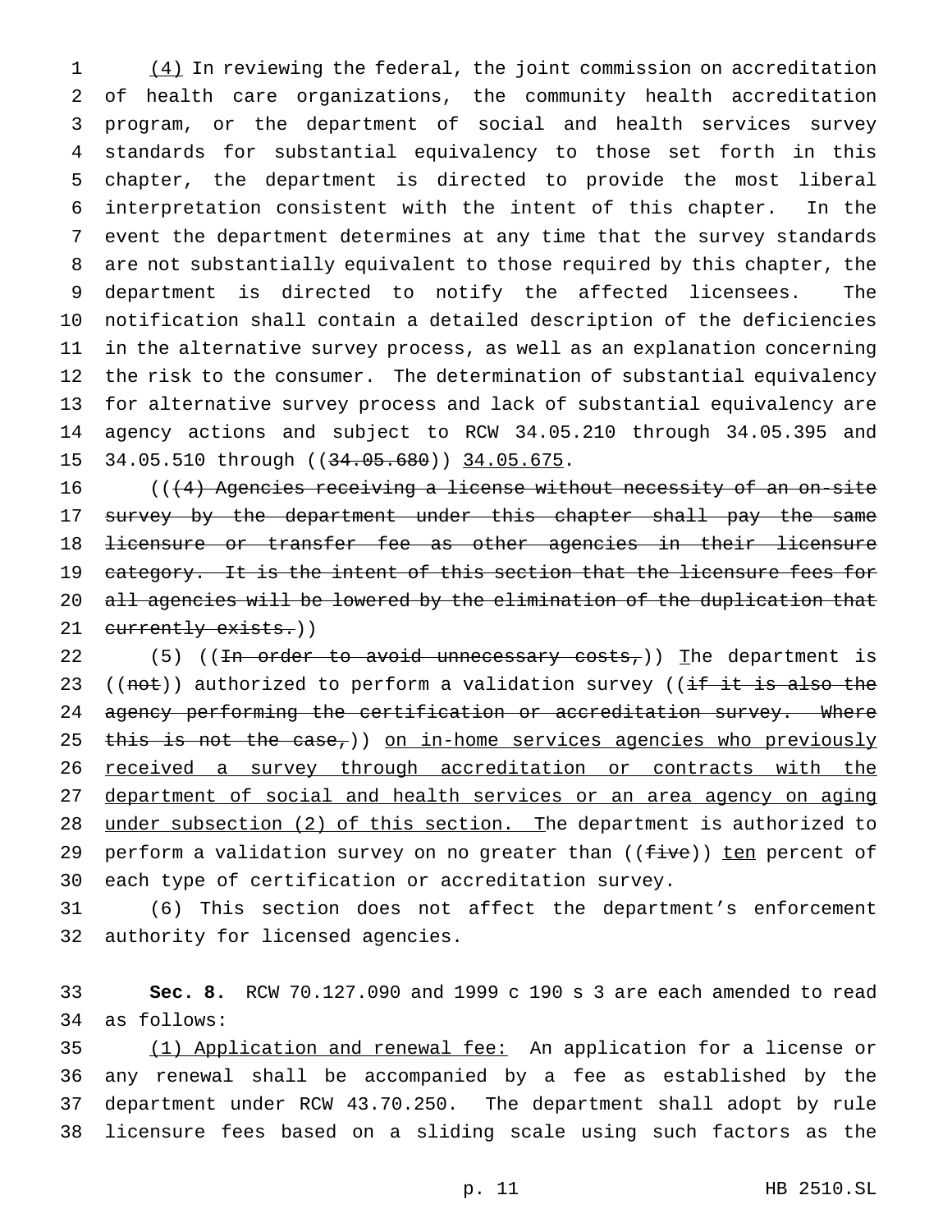(4) In reviewing the federal, the joint commission on accreditation of health care organizations, the community health accreditation program, or the department of social and health services survey standards for substantial equivalency to those set forth in this chapter, the department is directed to provide the most liberal interpretation consistent with the intent of this chapter. In the event the department determines at any time that the survey standards are not substantially equivalent to those required by this chapter, the department is directed to notify the affected licensees. The notification shall contain a detailed description of the deficiencies in the alternative survey process, as well as an explanation concerning the risk to the consumer. The determination of substantial equivalency for alternative survey process and lack of substantial equivalency are agency actions and subject to RCW 34.05.210 through 34.05.395 and 34.05.510 through ((~~34.05.680~~)) 34.05.675.

((~~(4) Agencies receiving a license without necessity of an on-site survey by the department under this chapter shall pay the same licensure or transfer fee as other agencies in their licensure category. It is the intent of this section that the licensure fees for all agencies will be lowered by the elimination of the duplication that currently exists.~~))

(5) ((~~In order to avoid unnecessary costs,~~)) The department is ((~~not~~)) authorized to perform a validation survey ((~~if it is also the agency performing the certification or accreditation survey. Where this is not the case,~~)) on in-home services agencies who previously received a survey through accreditation or contracts with the department of social and health services or an area agency on aging under subsection (2) of this section. The department is authorized to perform a validation survey on no greater than ((~~five~~)) ten percent of each type of certification or accreditation survey.

(6) This section does not affect the department's enforcement authority for licensed agencies.

**Sec. 8.** RCW 70.127.090 and 1999 c 190 s 3 are each amended to read as follows:

(1) Application and renewal fee: An application for a license or any renewal shall be accompanied by a fee as established by the department under RCW 43.70.250. The department shall adopt by rule licensure fees based on a sliding scale using such factors as the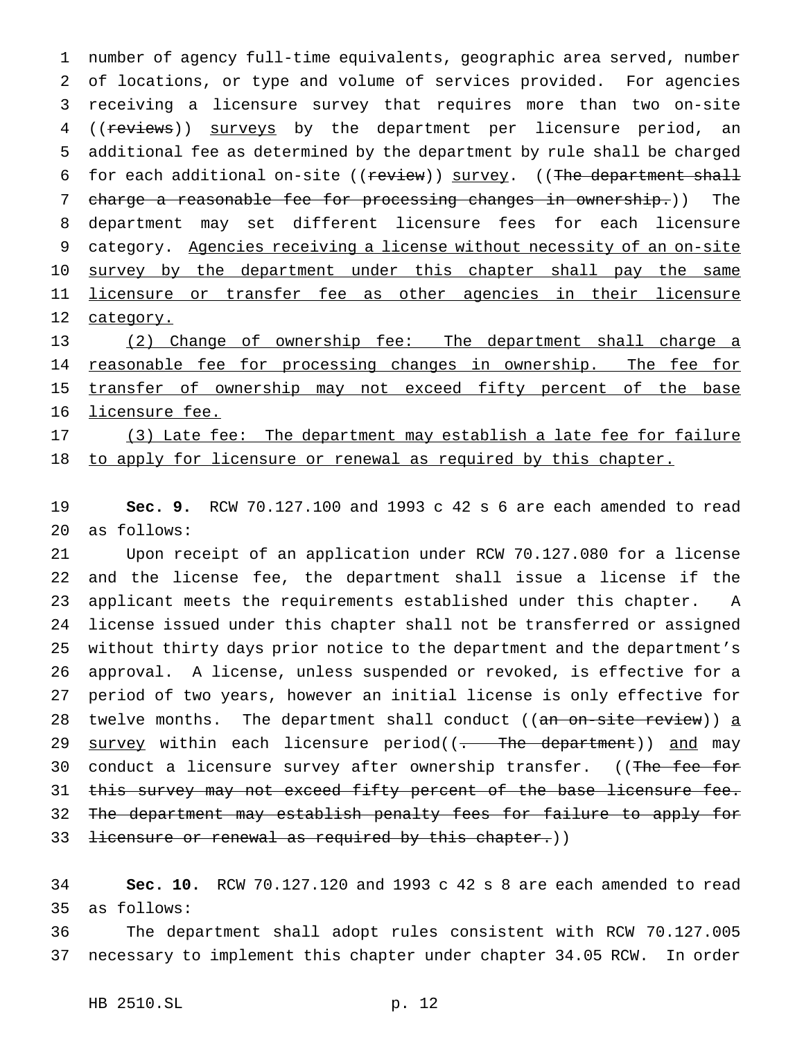number of agency full-time equivalents, geographic area served, number of locations, or type and volume of services provided. For agencies receiving a licensure survey that requires more than two on-site ((~~reviews~~)) <u>surveys</u> by the department per licensure period, an additional fee as determined by the department by rule shall be charged for each additional on-site ((~~review~~)) <u>survey</u>. ((~~The department shall charge a reasonable fee for processing changes in ownership.~~)) The department may set different licensure fees for each licensure category. <u>Agencies receiving a license without necessity of an on-site survey by the department under this chapter shall pay the same licensure or transfer fee as other agencies in their licensure category.</u>

<u>(2) Change of ownership fee: The department shall charge a reasonable fee for processing changes in ownership. The fee for transfer of ownership may not exceed fifty percent of the base licensure fee.</u>

<u>(3) Late fee: The department may establish a late fee for failure to apply for licensure or renewal as required by this chapter.</u>

**Sec. 9.** RCW 70.127.100 and 1993 c 42 s 6 are each amended to read as follows:

Upon receipt of an application under RCW 70.127.080 for a license and the license fee, the department shall issue a license if the applicant meets the requirements established under this chapter. A license issued under this chapter shall not be transferred or assigned without thirty days prior notice to the department and the department's approval. A license, unless suspended or revoked, is effective for a period of two years, however an initial license is only effective for twelve months. The department shall conduct ((~~an on-site review~~)) <u>a survey</u> within each licensure period((~~. The department~~)) <u>and</u> may conduct a licensure survey after ownership transfer. ((~~The fee for this survey may not exceed fifty percent of the base licensure fee. The department may establish penalty fees for failure to apply for licensure or renewal as required by this chapter.~~))

**Sec. 10.** RCW 70.127.120 and 1993 c 42 s 8 are each amended to read as follows:

The department shall adopt rules consistent with RCW 70.127.005 necessary to implement this chapter under chapter 34.05 RCW. In order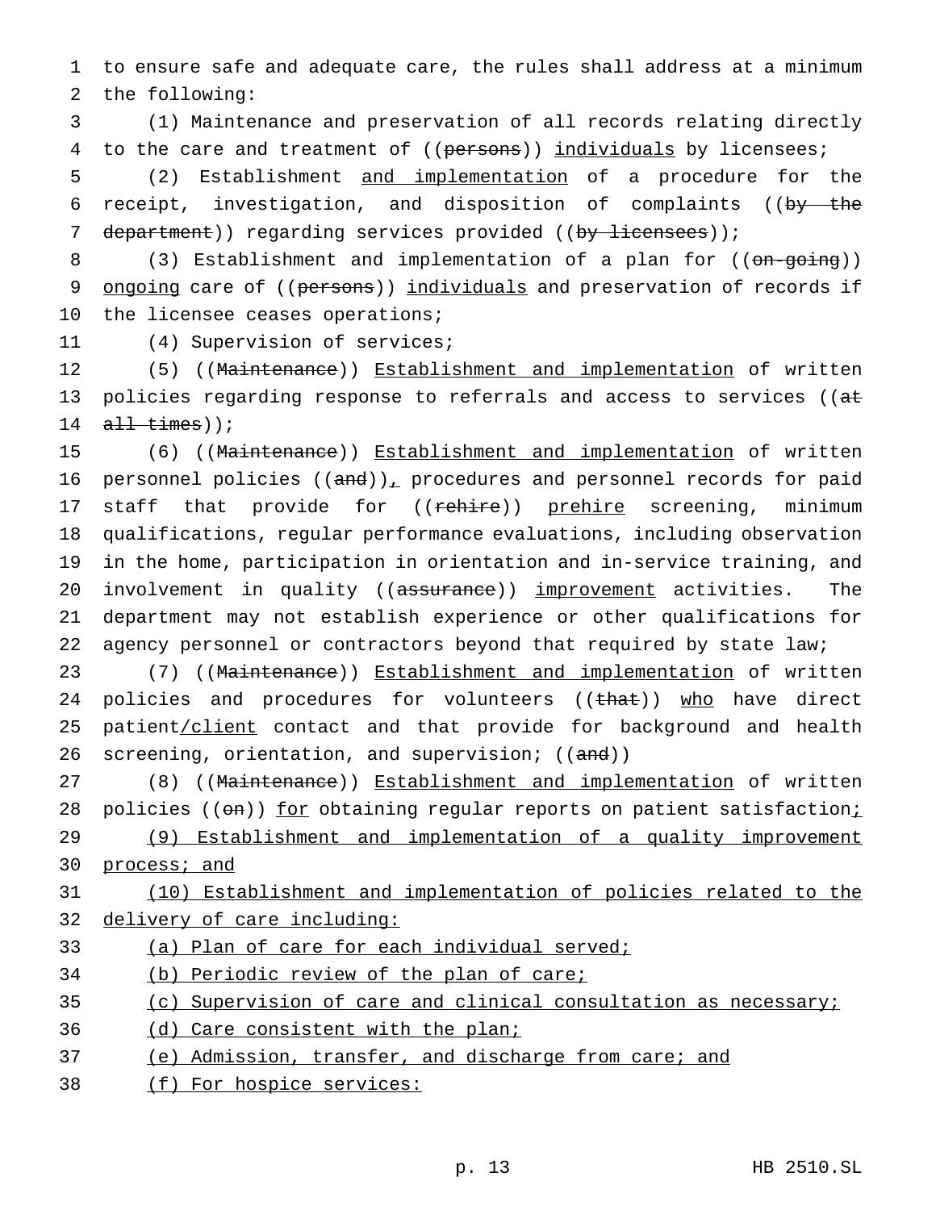to ensure safe and adequate care, the rules shall address at a minimum the following:

(1) Maintenance and preservation of all records relating directly to the care and treatment of ((~~persons~~)) individuals by licensees;

(2) Establishment and implementation of a procedure for the receipt, investigation, and disposition of complaints ((~~by the department~~)) regarding services provided ((~~by licensees~~));

(3) Establishment and implementation of a plan for ((~~on-going~~)) ongoing care of ((~~persons~~)) individuals and preservation of records if the licensee ceases operations;

(4) Supervision of services;

(5) ((~~Maintenance~~)) Establishment and implementation of written policies regarding response to referrals and access to services ((~~at all times~~));

(6) ((~~Maintenance~~)) Establishment and implementation of written personnel policies ((~~and~~)), procedures and personnel records for paid staff that provide for ((~~rehire~~)) prehire screening, minimum qualifications, regular performance evaluations, including observation in the home, participation in orientation and in-service training, and involvement in quality ((~~assurance~~)) improvement activities. The department may not establish experience or other qualifications for agency personnel or contractors beyond that required by state law;

(7) ((~~Maintenance~~)) Establishment and implementation of written policies and procedures for volunteers ((~~that~~)) who have direct patient/client contact and that provide for background and health screening, orientation, and supervision; ((~~and~~))

(8) ((~~Maintenance~~)) Establishment and implementation of written policies ((~~on~~)) for obtaining regular reports on patient satisfaction;

(9) Establishment and implementation of a quality improvement process; and

(10) Establishment and implementation of policies related to the delivery of care including:

(a) Plan of care for each individual served;

(b) Periodic review of the plan of care;

(c) Supervision of care and clinical consultation as necessary;

(d) Care consistent with the plan;

(e) Admission, transfer, and discharge from care; and

(f) For hospice services: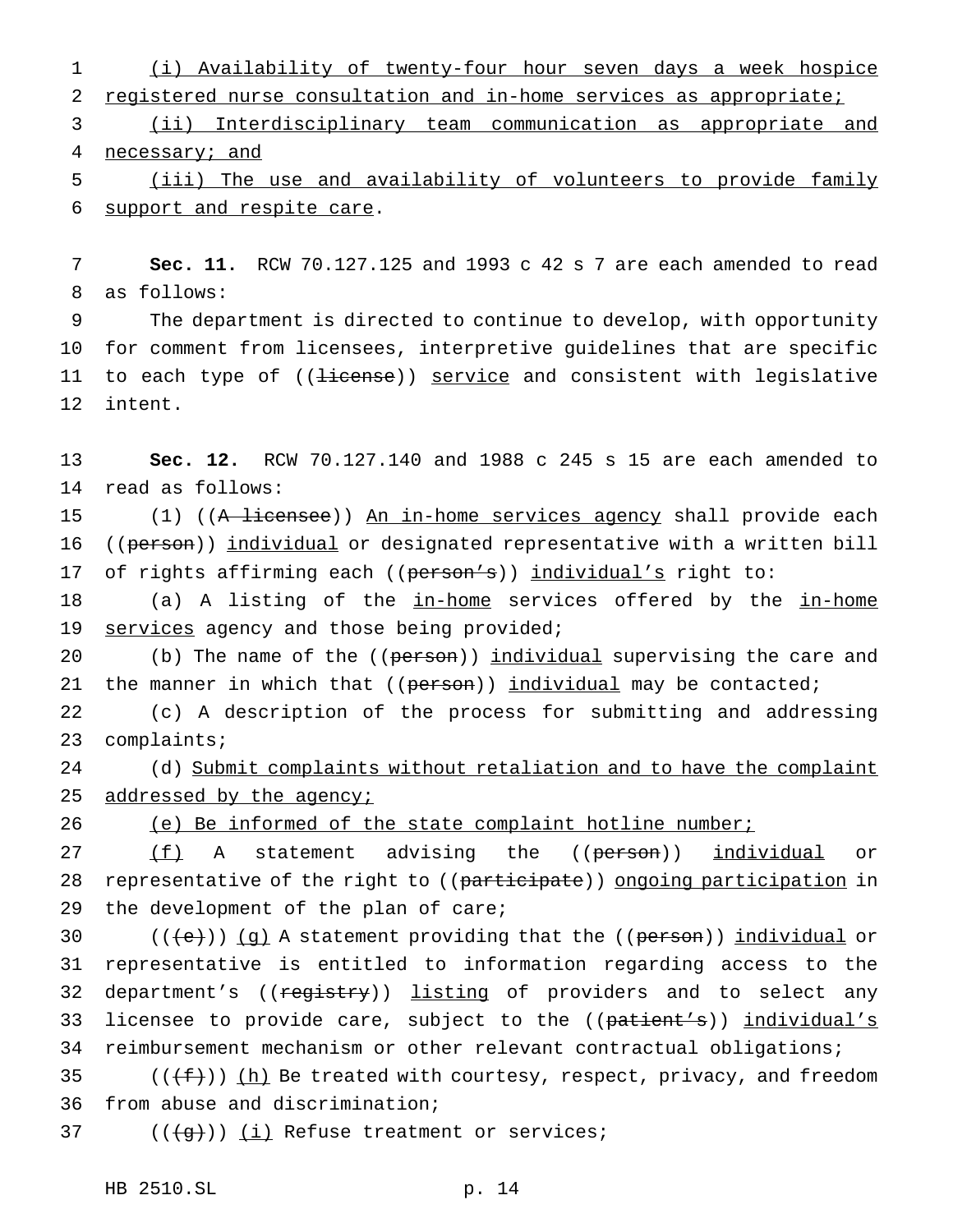(i) Availability of twenty-four hour seven days a week hospice registered nurse consultation and in-home services as appropriate;

(ii) Interdisciplinary team communication as appropriate and necessary; and

(iii) The use and availability of volunteers to provide family support and respite care.

**Sec. 11.** RCW 70.127.125 and 1993 c 42 s 7 are each amended to read as follows:

The department is directed to continue to develop, with opportunity for comment from licensees, interpretive guidelines that are specific to each type of ((~~license~~)) service and consistent with legislative intent.

**Sec. 12.** RCW 70.127.140 and 1988 c 245 s 15 are each amended to read as follows:

(1) ((~~A licensee~~)) An in-home services agency shall provide each ((~~person~~)) individual or designated representative with a written bill of rights affirming each ((~~person's~~)) individual's right to:

(a) A listing of the in-home services offered by the in-home services agency and those being provided;

(b) The name of the ((~~person~~)) individual supervising the care and the manner in which that ((~~person~~)) individual may be contacted;

(c) A description of the process for submitting and addressing complaints;

(d) Submit complaints without retaliation and to have the complaint addressed by the agency;

(e) Be informed of the state complaint hotline number;

(f) A statement advising the ((~~person~~)) individual or representative of the right to ((~~participate~~)) ongoing participation in the development of the plan of care;

((~~(e)~~)) (g) A statement providing that the ((~~person~~)) individual or representative is entitled to information regarding access to the department's ((~~registry~~)) listing of providers and to select any licensee to provide care, subject to the ((~~patient's~~)) individual's reimbursement mechanism or other relevant contractual obligations;

((~~(f)~~)) (h) Be treated with courtesy, respect, privacy, and freedom from abuse and discrimination;

((~~(g)~~)) (i) Refuse treatment or services;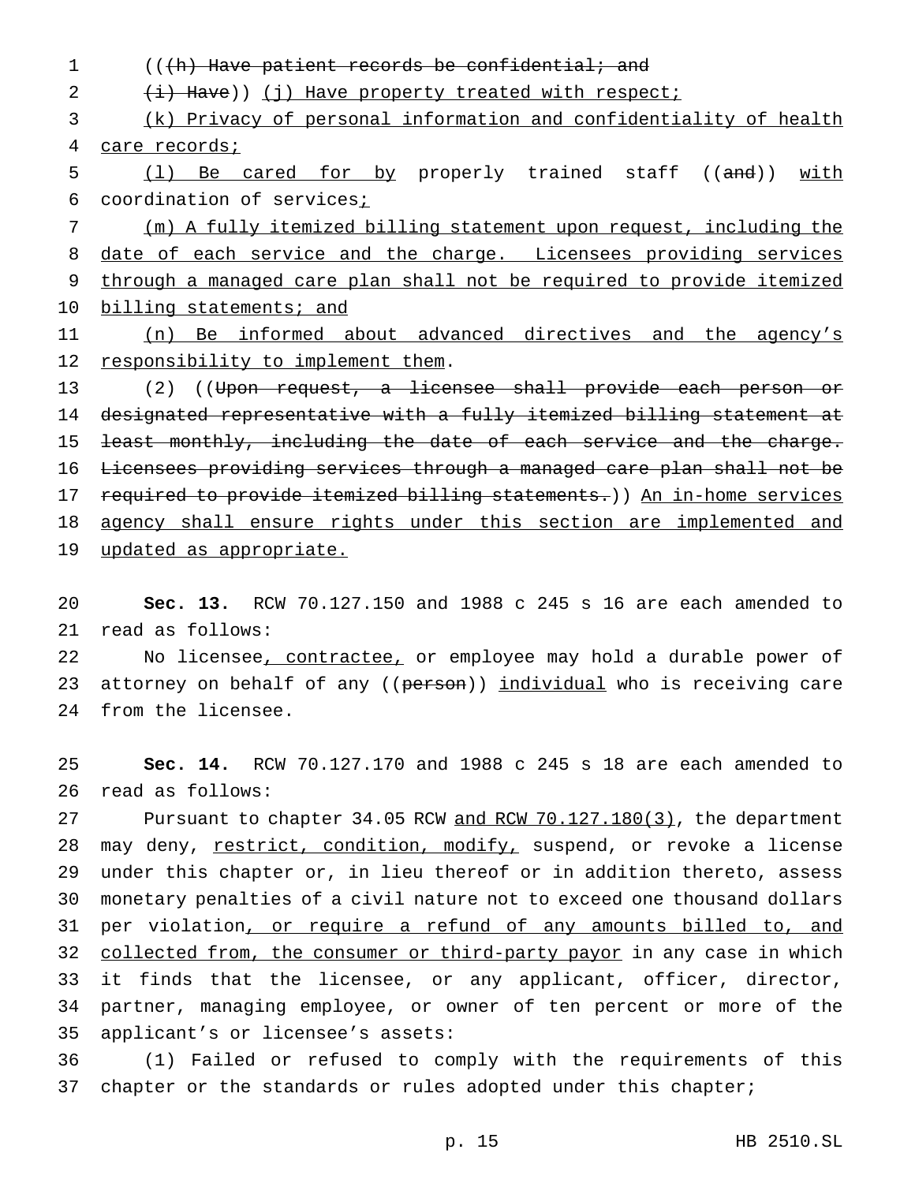(((h) Have patient records be confidential; and

(i) Have)) (j) Have property treated with respect;

(k) Privacy of personal information and confidentiality of health care records;

(l) Be cared for by properly trained staff ((and)) with coordination of services;

(m) A fully itemized billing statement upon request, including the date of each service and the charge. Licensees providing services through a managed care plan shall not be required to provide itemized billing statements; and

(n) Be informed about advanced directives and the agency's responsibility to implement them.

(2) ((Upon request, a licensee shall provide each person or designated representative with a fully itemized billing statement at least monthly, including the date of each service and the charge. Licensees providing services through a managed care plan shall not be required to provide itemized billing statements.)) An in-home services agency shall ensure rights under this section are implemented and updated as appropriate.

**Sec. 13.** RCW 70.127.150 and 1988 c 245 s 16 are each amended to read as follows:

No licensee, contractee, or employee may hold a durable power of attorney on behalf of any ((person)) individual who is receiving care from the licensee.

**Sec. 14.** RCW 70.127.170 and 1988 c 245 s 18 are each amended to read as follows:

Pursuant to chapter 34.05 RCW and RCW 70.127.180(3), the department may deny, restrict, condition, modify, suspend, or revoke a license under this chapter or, in lieu thereof or in addition thereto, assess monetary penalties of a civil nature not to exceed one thousand dollars per violation, or require a refund of any amounts billed to, and collected from, the consumer or third-party payor in any case in which it finds that the licensee, or any applicant, officer, director, partner, managing employee, or owner of ten percent or more of the applicant's or licensee's assets:

(1) Failed or refused to comply with the requirements of this chapter or the standards or rules adopted under this chapter;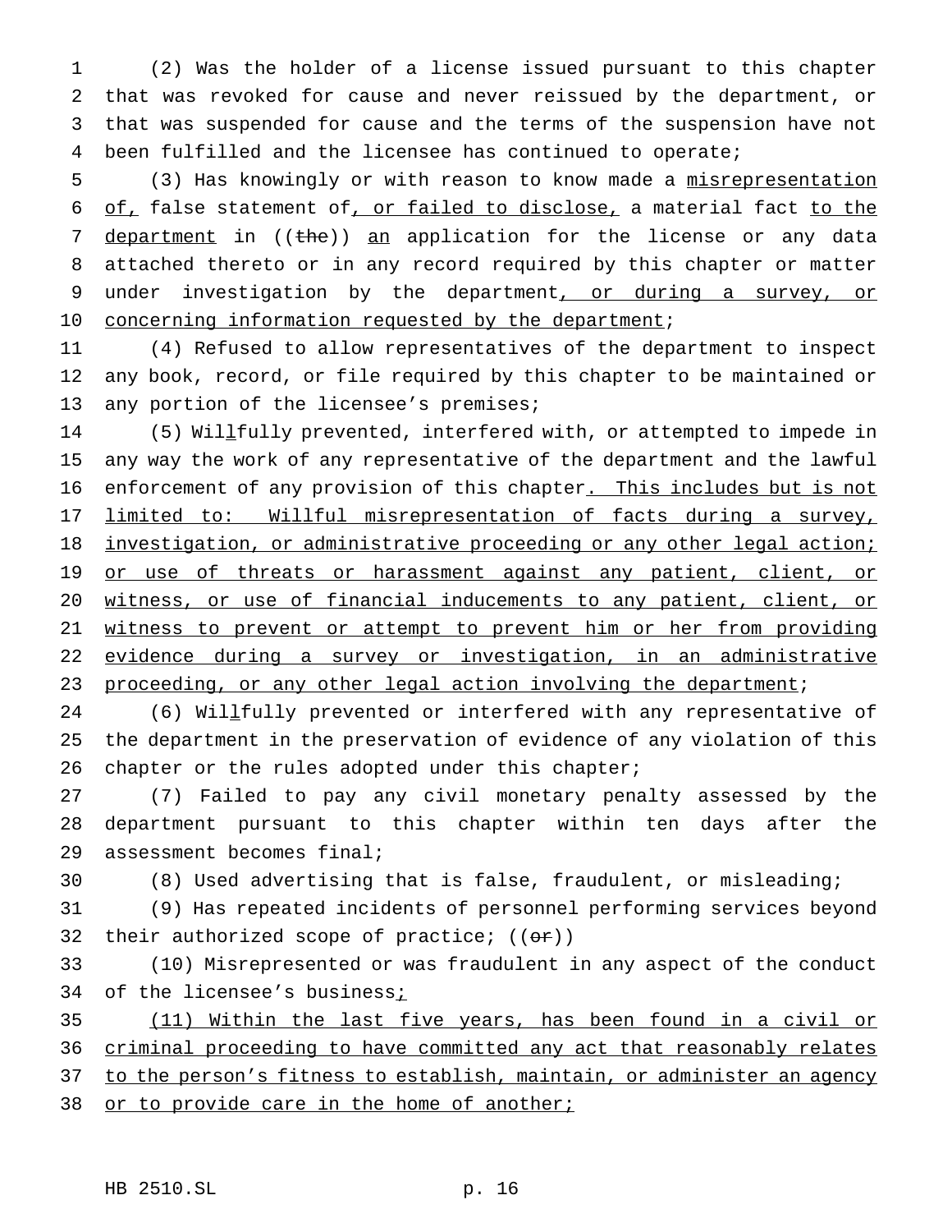(2) Was the holder of a license issued pursuant to this chapter that was revoked for cause and never reissued by the department, or that was suspended for cause and the terms of the suspension have not been fulfilled and the licensee has continued to operate;

(3) Has knowingly or with reason to know made a misrepresentation of, false statement of, or failed to disclose, a material fact to the department in ((the)) an application for the license or any data attached thereto or in any record required by this chapter or matter under investigation by the department, or during a survey, or concerning information requested by the department;

(4) Refused to allow representatives of the department to inspect any book, record, or file required by this chapter to be maintained or any portion of the licensee's premises;

(5) Willfully prevented, interfered with, or attempted to impede in any way the work of any representative of the department and the lawful enforcement of any provision of this chapter. This includes but is not limited to: Willful misrepresentation of facts during a survey, investigation, or administrative proceeding or any other legal action; or use of threats or harassment against any patient, client, or witness, or use of financial inducements to any patient, client, or witness to prevent or attempt to prevent him or her from providing evidence during a survey or investigation, in an administrative proceeding, or any other legal action involving the department;

(6) Willfully prevented or interfered with any representative of the department in the preservation of evidence of any violation of this chapter or the rules adopted under this chapter;

(7) Failed to pay any civil monetary penalty assessed by the department pursuant to this chapter within ten days after the assessment becomes final;

(8) Used advertising that is false, fraudulent, or misleading;

(9) Has repeated incidents of personnel performing services beyond their authorized scope of practice; ((or))

(10) Misrepresented or was fraudulent in any aspect of the conduct of the licensee's business;

(11) Within the last five years, has been found in a civil or criminal proceeding to have committed any act that reasonably relates to the person's fitness to establish, maintain, or administer an agency or to provide care in the home of another;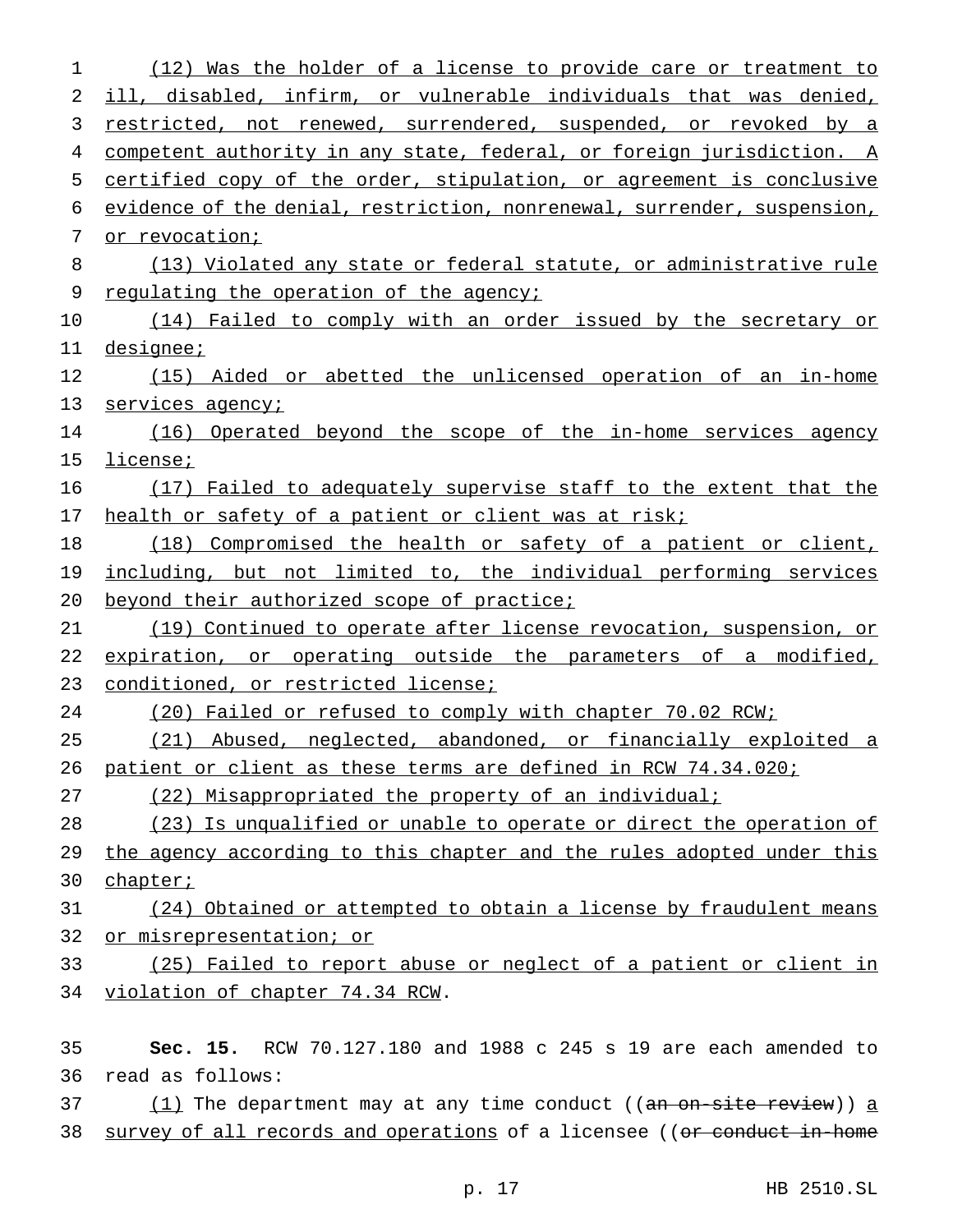(12) Was the holder of a license to provide care or treatment to ill, disabled, infirm, or vulnerable individuals that was denied, restricted, not renewed, surrendered, suspended, or revoked by a competent authority in any state, federal, or foreign jurisdiction. A certified copy of the order, stipulation, or agreement is conclusive evidence of the denial, restriction, nonrenewal, surrender, suspension, or revocation;

(13) Violated any state or federal statute, or administrative rule regulating the operation of the agency;

(14) Failed to comply with an order issued by the secretary or designee;

(15) Aided or abetted the unlicensed operation of an in-home services agency;

(16) Operated beyond the scope of the in-home services agency license;

(17) Failed to adequately supervise staff to the extent that the health or safety of a patient or client was at risk;

(18) Compromised the health or safety of a patient or client, including, but not limited to, the individual performing services beyond their authorized scope of practice;

(19) Continued to operate after license revocation, suspension, or expiration, or operating outside the parameters of a modified, conditioned, or restricted license;

(20) Failed or refused to comply with chapter 70.02 RCW;

(21) Abused, neglected, abandoned, or financially exploited a patient or client as these terms are defined in RCW 74.34.020;

(22) Misappropriated the property of an individual;

(23) Is unqualified or unable to operate or direct the operation of the agency according to this chapter and the rules adopted under this chapter;

(24) Obtained or attempted to obtain a license by fraudulent means or misrepresentation; or

(25) Failed to report abuse or neglect of a patient or client in violation of chapter 74.34 RCW.

**Sec. 15.** RCW 70.127.180 and 1988 c 245 s 19 are each amended to read as follows:

(1) The department may at any time conduct ((~~an on-site review~~)) a survey of all records and operations of a licensee ((~~or conduct in-home~~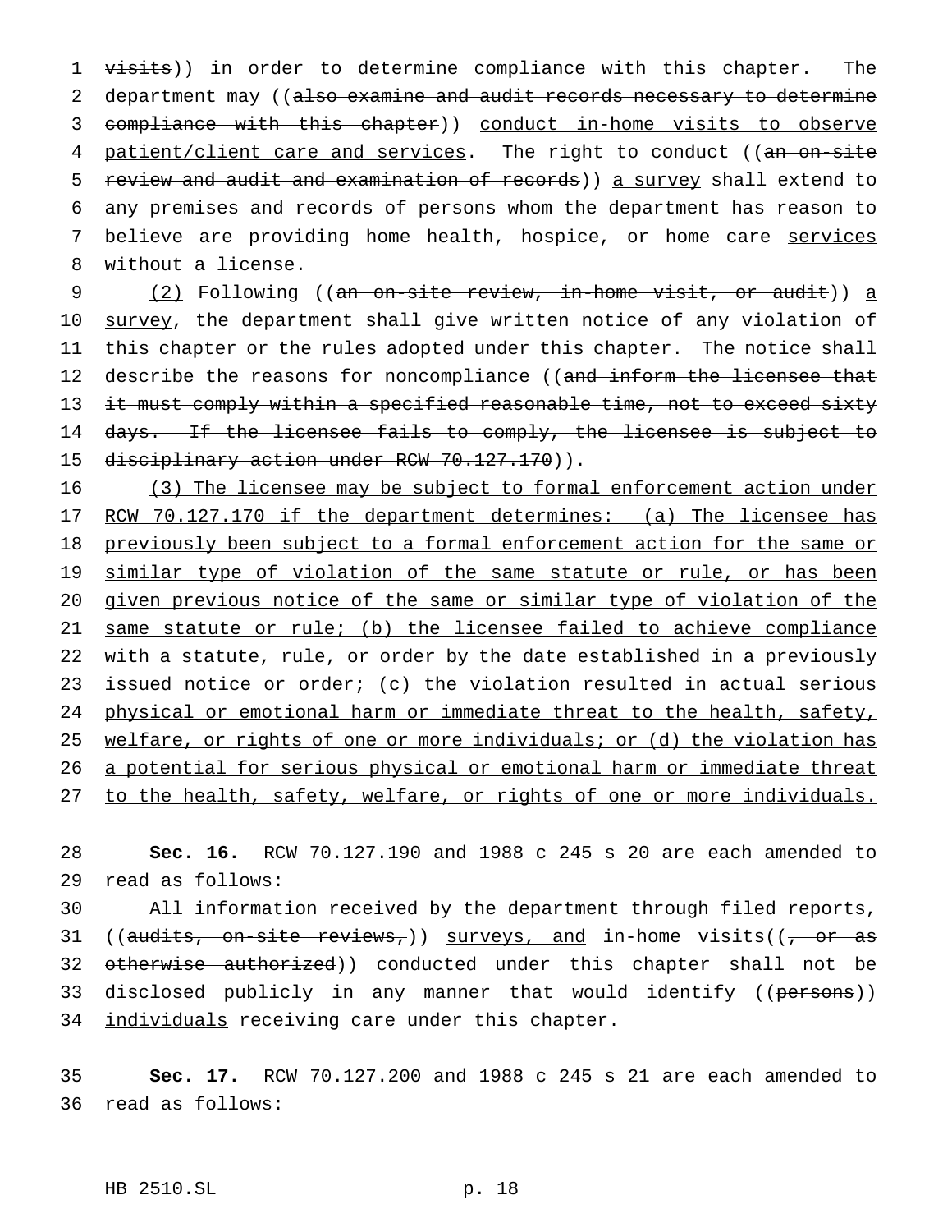visits)) in order to determine compliance with this chapter. The department may ((also examine and audit records necessary to determine compliance with this chapter)) conduct in-home visits to observe patient/client care and services. The right to conduct ((an on-site review and audit and examination of records)) a survey shall extend to any premises and records of persons whom the department has reason to believe are providing home health, hospice, or home care services without a license.

(2) Following ((an on-site review, in-home visit, or audit)) a survey, the department shall give written notice of any violation of this chapter or the rules adopted under this chapter. The notice shall describe the reasons for noncompliance ((and inform the licensee that it must comply within a specified reasonable time, not to exceed sixty days. If the licensee fails to comply, the licensee is subject to disciplinary action under RCW 70.127.170)).

(3) The licensee may be subject to formal enforcement action under RCW 70.127.170 if the department determines: (a) The licensee has previously been subject to a formal enforcement action for the same or similar type of violation of the same statute or rule, or has been given previous notice of the same or similar type of violation of the same statute or rule; (b) the licensee failed to achieve compliance with a statute, rule, or order by the date established in a previously issued notice or order; (c) the violation resulted in actual serious physical or emotional harm or immediate threat to the health, safety, welfare, or rights of one or more individuals; or (d) the violation has a potential for serious physical or emotional harm or immediate threat to the health, safety, welfare, or rights of one or more individuals.

**Sec. 16.** RCW 70.127.190 and 1988 c 245 s 20 are each amended to read as follows:

All information received by the department through filed reports, ((audits, on-site reviews,)) surveys, and in-home visits((, or as otherwise authorized)) conducted under this chapter shall not be disclosed publicly in any manner that would identify ((persons)) individuals receiving care under this chapter.

**Sec. 17.** RCW 70.127.200 and 1988 c 245 s 21 are each amended to read as follows: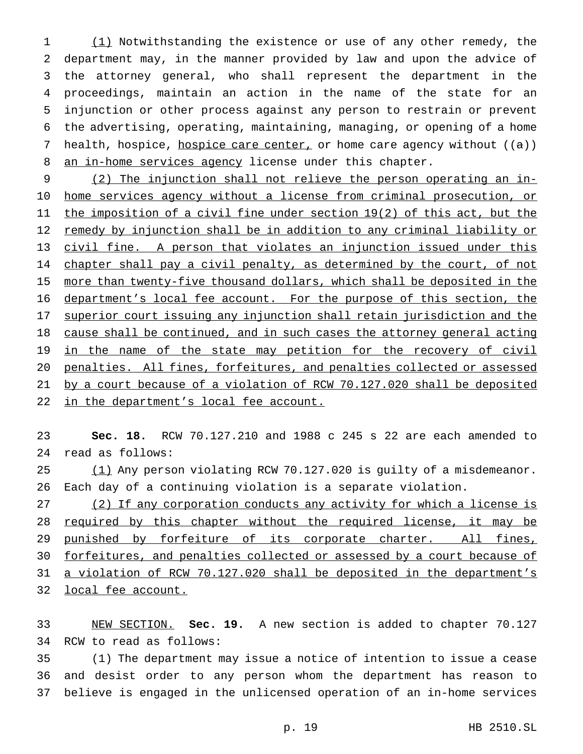(1) Notwithstanding the existence or use of any other remedy, the department may, in the manner provided by law and upon the advice of the attorney general, who shall represent the department in the proceedings, maintain an action in the name of the state for an injunction or other process against any person to restrain or prevent the advertising, operating, maintaining, managing, or opening of a home health, hospice, hospice care center, or home care agency without ((a)) an in-home services agency license under this chapter.

(2) The injunction shall not relieve the person operating an in-home services agency without a license from criminal prosecution, or the imposition of a civil fine under section 19(2) of this act, but the remedy by injunction shall be in addition to any criminal liability or civil fine. A person that violates an injunction issued under this chapter shall pay a civil penalty, as determined by the court, of not more than twenty-five thousand dollars, which shall be deposited in the department's local fee account. For the purpose of this section, the superior court issuing any injunction shall retain jurisdiction and the cause shall be continued, and in such cases the attorney general acting in the name of the state may petition for the recovery of civil penalties. All fines, forfeitures, and penalties collected or assessed by a court because of a violation of RCW 70.127.020 shall be deposited in the department's local fee account.

**Sec. 18.** RCW 70.127.210 and 1988 c 245 s 22 are each amended to read as follows:

(1) Any person violating RCW 70.127.020 is guilty of a misdemeanor. Each day of a continuing violation is a separate violation.

(2) If any corporation conducts any activity for which a license is required by this chapter without the required license, it may be punished by forfeiture of its corporate charter. All fines, forfeitures, and penalties collected or assessed by a court because of a violation of RCW 70.127.020 shall be deposited in the department's local fee account.

NEW SECTION. **Sec. 19.** A new section is added to chapter 70.127 RCW to read as follows:

(1) The department may issue a notice of intention to issue a cease and desist order to any person whom the department has reason to believe is engaged in the unlicensed operation of an in-home services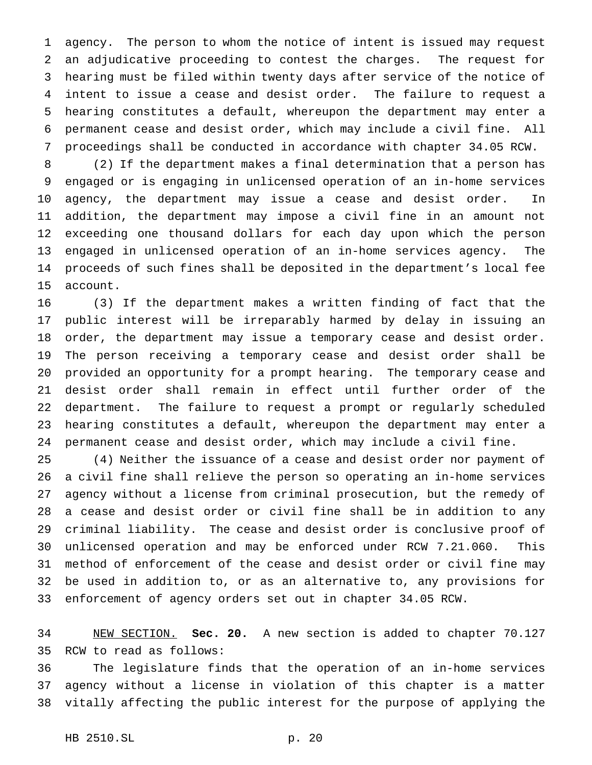agency. The person to whom the notice of intent is issued may request an adjudicative proceeding to contest the charges. The request for hearing must be filed within twenty days after service of the notice of intent to issue a cease and desist order. The failure to request a hearing constitutes a default, whereupon the department may enter a permanent cease and desist order, which may include a civil fine. All proceedings shall be conducted in accordance with chapter 34.05 RCW.

(2) If the department makes a final determination that a person has engaged or is engaging in unlicensed operation of an in-home services agency, the department may issue a cease and desist order. In addition, the department may impose a civil fine in an amount not exceeding one thousand dollars for each day upon which the person engaged in unlicensed operation of an in-home services agency. The proceeds of such fines shall be deposited in the department's local fee account.

(3) If the department makes a written finding of fact that the public interest will be irreparably harmed by delay in issuing an order, the department may issue a temporary cease and desist order. The person receiving a temporary cease and desist order shall be provided an opportunity for a prompt hearing. The temporary cease and desist order shall remain in effect until further order of the department. The failure to request a prompt or regularly scheduled hearing constitutes a default, whereupon the department may enter a permanent cease and desist order, which may include a civil fine.

(4) Neither the issuance of a cease and desist order nor payment of a civil fine shall relieve the person so operating an in-home services agency without a license from criminal prosecution, but the remedy of a cease and desist order or civil fine shall be in addition to any criminal liability. The cease and desist order is conclusive proof of unlicensed operation and may be enforced under RCW 7.21.060. This method of enforcement of the cease and desist order or civil fine may be used in addition to, or as an alternative to, any provisions for enforcement of agency orders set out in chapter 34.05 RCW.

NEW SECTION. **Sec. 20.** A new section is added to chapter 70.127 RCW to read as follows:

The legislature finds that the operation of an in-home services agency without a license in violation of this chapter is a matter vitally affecting the public interest for the purpose of applying the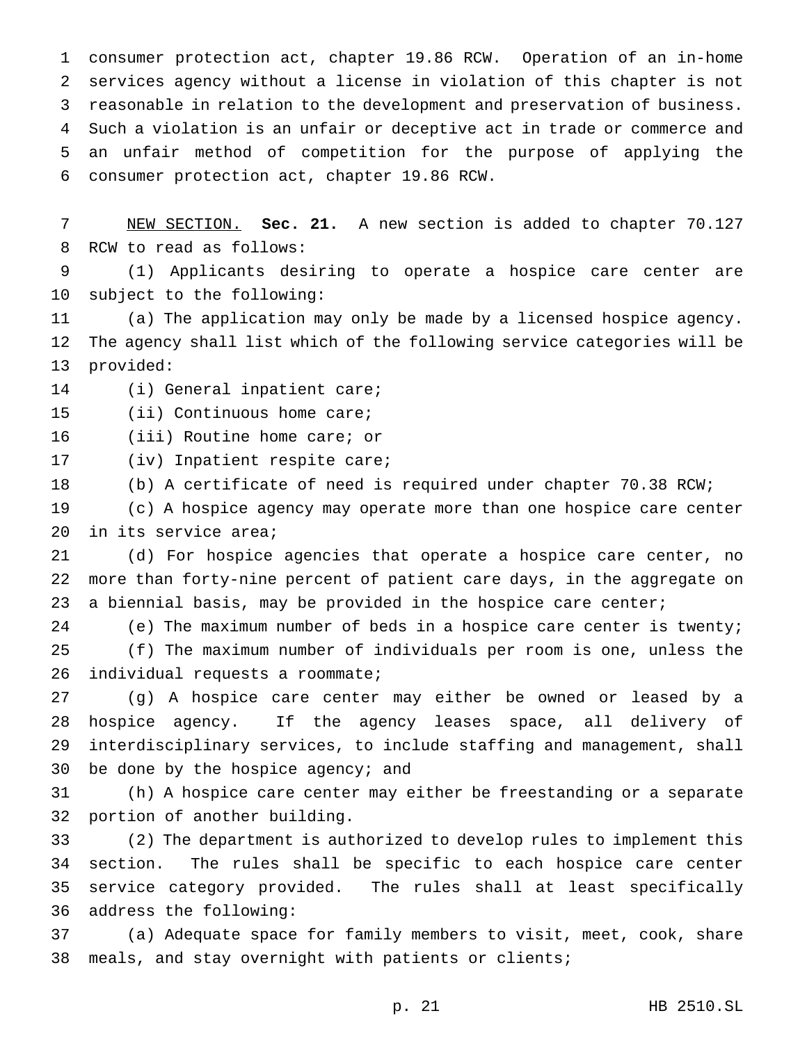consumer protection act, chapter 19.86 RCW. Operation of an in-home services agency without a license in violation of this chapter is not reasonable in relation to the development and preservation of business. Such a violation is an unfair or deceptive act in trade or commerce and an unfair method of competition for the purpose of applying the consumer protection act, chapter 19.86 RCW.

NEW SECTION. **Sec. 21.** A new section is added to chapter 70.127 RCW to read as follows:

(1) Applicants desiring to operate a hospice care center are subject to the following:

(a) The application may only be made by a licensed hospice agency. The agency shall list which of the following service categories will be provided:

(i) General inpatient care;

(ii) Continuous home care;

(iii) Routine home care; or

(iv) Inpatient respite care;

(b) A certificate of need is required under chapter 70.38 RCW;

(c) A hospice agency may operate more than one hospice care center in its service area;

(d) For hospice agencies that operate a hospice care center, no more than forty-nine percent of patient care days, in the aggregate on a biennial basis, may be provided in the hospice care center;

(e) The maximum number of beds in a hospice care center is twenty;

(f) The maximum number of individuals per room is one, unless the individual requests a roommate;

(g) A hospice care center may either be owned or leased by a hospice agency. If the agency leases space, all delivery of interdisciplinary services, to include staffing and management, shall be done by the hospice agency; and

(h) A hospice care center may either be freestanding or a separate portion of another building.

(2) The department is authorized to develop rules to implement this section. The rules shall be specific to each hospice care center service category provided. The rules shall at least specifically address the following:

(a) Adequate space for family members to visit, meet, cook, share meals, and stay overnight with patients or clients;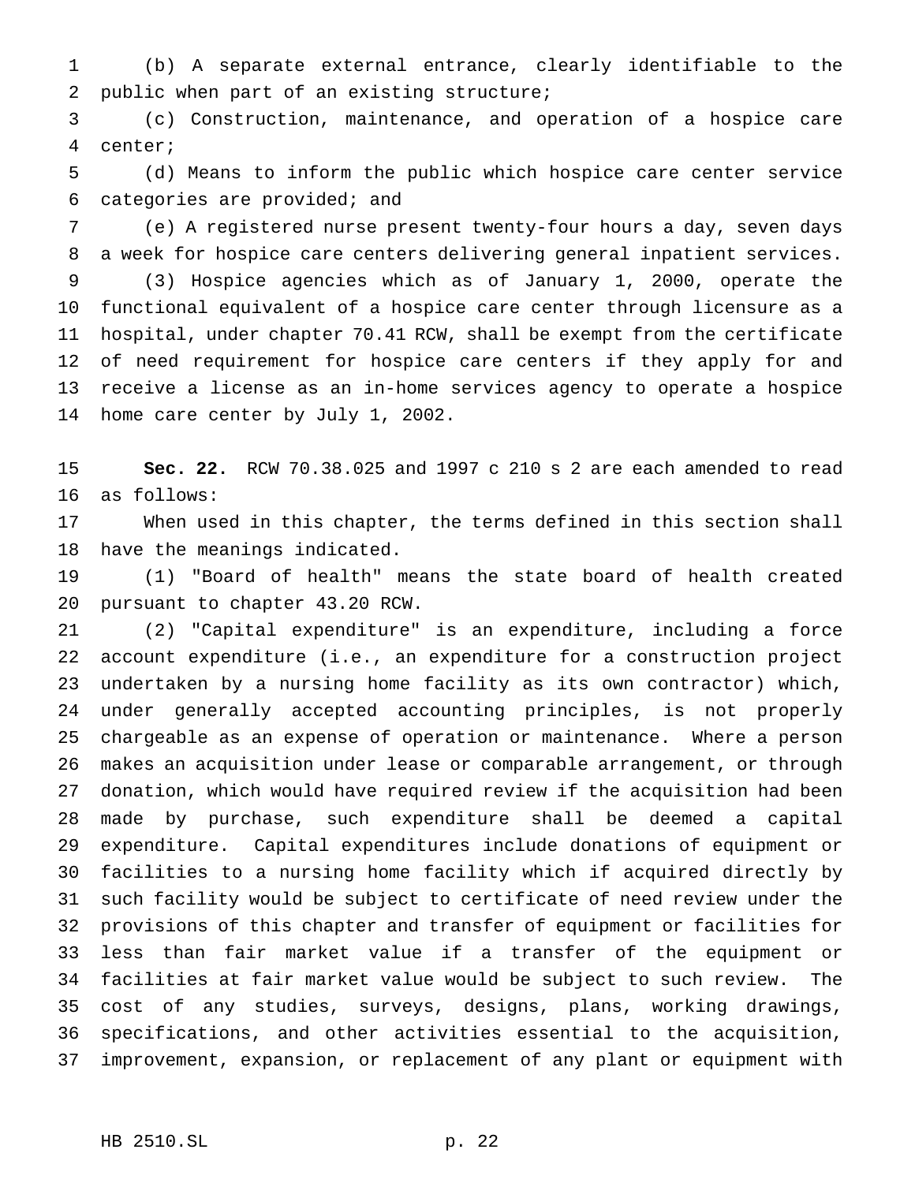(b) A separate external entrance, clearly identifiable to the public when part of an existing structure;

(c) Construction, maintenance, and operation of a hospice care center;

(d) Means to inform the public which hospice care center service categories are provided; and

(e) A registered nurse present twenty-four hours a day, seven days a week for hospice care centers delivering general inpatient services.

(3) Hospice agencies which as of January 1, 2000, operate the functional equivalent of a hospice care center through licensure as a hospital, under chapter 70.41 RCW, shall be exempt from the certificate of need requirement for hospice care centers if they apply for and receive a license as an in-home services agency to operate a hospice home care center by July 1, 2002.

**Sec. 22.** RCW 70.38.025 and 1997 c 210 s 2 are each amended to read as follows:

When used in this chapter, the terms defined in this section shall have the meanings indicated.

(1) "Board of health" means the state board of health created pursuant to chapter 43.20 RCW.

(2) "Capital expenditure" is an expenditure, including a force account expenditure (i.e., an expenditure for a construction project undertaken by a nursing home facility as its own contractor) which, under generally accepted accounting principles, is not properly chargeable as an expense of operation or maintenance. Where a person makes an acquisition under lease or comparable arrangement, or through donation, which would have required review if the acquisition had been made by purchase, such expenditure shall be deemed a capital expenditure. Capital expenditures include donations of equipment or facilities to a nursing home facility which if acquired directly by such facility would be subject to certificate of need review under the provisions of this chapter and transfer of equipment or facilities for less than fair market value if a transfer of the equipment or facilities at fair market value would be subject to such review. The cost of any studies, surveys, designs, plans, working drawings, specifications, and other activities essential to the acquisition, improvement, expansion, or replacement of any plant or equipment with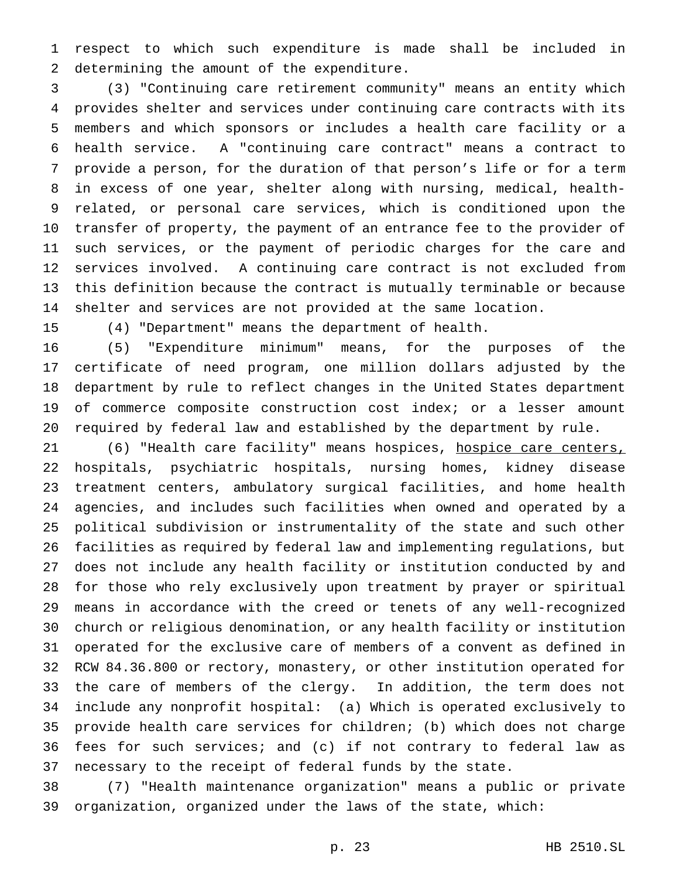respect to which such expenditure is made shall be included in determining the amount of the expenditure.

(3) "Continuing care retirement community" means an entity which provides shelter and services under continuing care contracts with its members and which sponsors or includes a health care facility or a health service. A "continuing care contract" means a contract to provide a person, for the duration of that person's life or for a term in excess of one year, shelter along with nursing, medical, health-related, or personal care services, which is conditioned upon the transfer of property, the payment of an entrance fee to the provider of such services, or the payment of periodic charges for the care and services involved. A continuing care contract is not excluded from this definition because the contract is mutually terminable or because shelter and services are not provided at the same location.

(4) "Department" means the department of health.

(5) "Expenditure minimum" means, for the purposes of the certificate of need program, one million dollars adjusted by the department by rule to reflect changes in the United States department of commerce composite construction cost index; or a lesser amount required by federal law and established by the department by rule.

(6) "Health care facility" means hospices, <u>hospice care centers,</u> hospitals, psychiatric hospitals, nursing homes, kidney disease treatment centers, ambulatory surgical facilities, and home health agencies, and includes such facilities when owned and operated by a political subdivision or instrumentality of the state and such other facilities as required by federal law and implementing regulations, but does not include any health facility or institution conducted by and for those who rely exclusively upon treatment by prayer or spiritual means in accordance with the creed or tenets of any well-recognized church or religious denomination, or any health facility or institution operated for the exclusive care of members of a convent as defined in RCW 84.36.800 or rectory, monastery, or other institution operated for the care of members of the clergy. In addition, the term does not include any nonprofit hospital: (a) Which is operated exclusively to provide health care services for children; (b) which does not charge fees for such services; and (c) if not contrary to federal law as necessary to the receipt of federal funds by the state.

(7) "Health maintenance organization" means a public or private organization, organized under the laws of the state, which: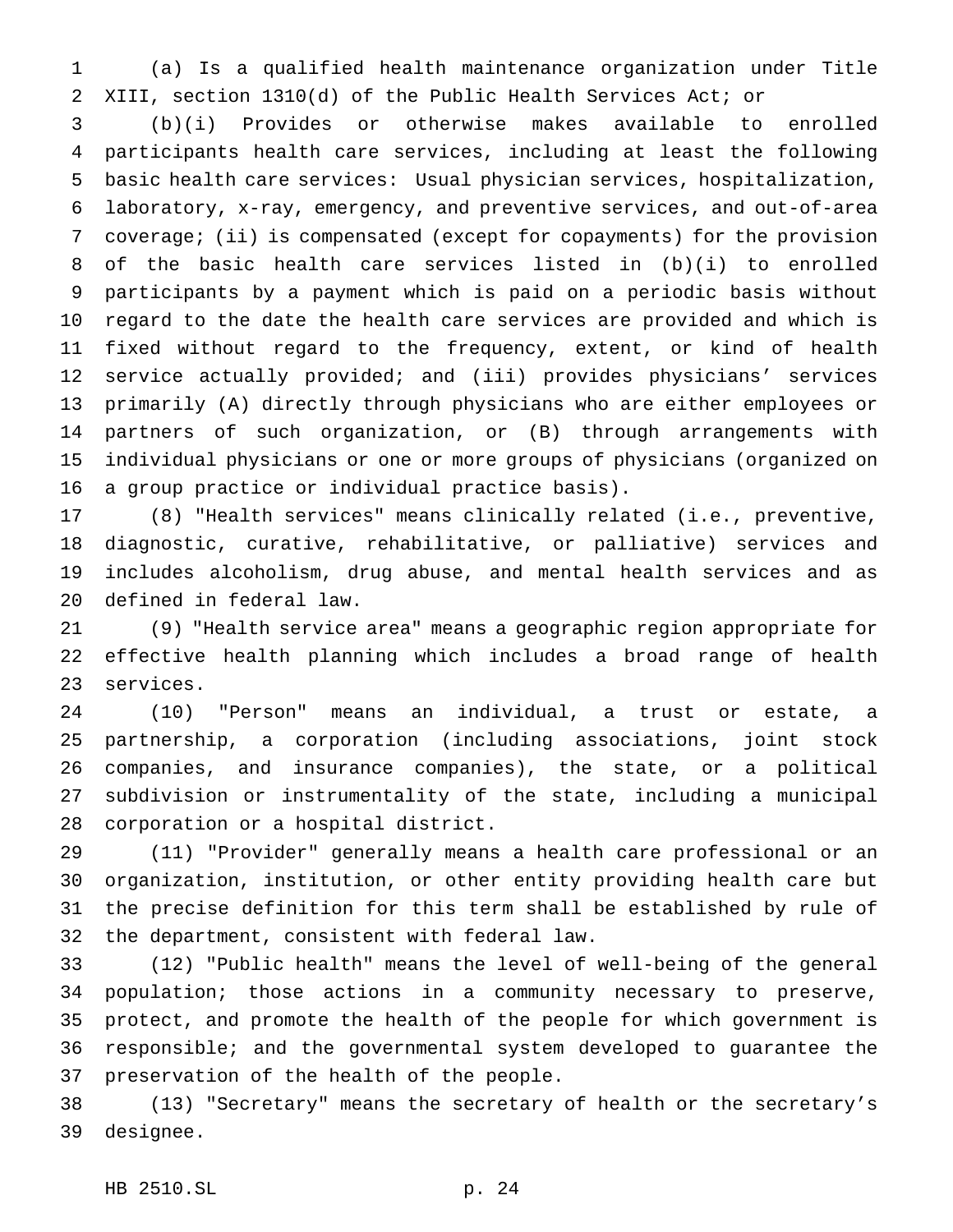(a) Is a qualified health maintenance organization under Title XIII, section 1310(d) of the Public Health Services Act; or

(b)(i) Provides or otherwise makes available to enrolled participants health care services, including at least the following basic health care services: Usual physician services, hospitalization, laboratory, x-ray, emergency, and preventive services, and out-of-area coverage; (ii) is compensated (except for copayments) for the provision of the basic health care services listed in (b)(i) to enrolled participants by a payment which is paid on a periodic basis without regard to the date the health care services are provided and which is fixed without regard to the frequency, extent, or kind of health service actually provided; and (iii) provides physicians' services primarily (A) directly through physicians who are either employees or partners of such organization, or (B) through arrangements with individual physicians or one or more groups of physicians (organized on a group practice or individual practice basis).

(8) "Health services" means clinically related (i.e., preventive, diagnostic, curative, rehabilitative, or palliative) services and includes alcoholism, drug abuse, and mental health services and as defined in federal law.

(9) "Health service area" means a geographic region appropriate for effective health planning which includes a broad range of health services.

(10) "Person" means an individual, a trust or estate, a partnership, a corporation (including associations, joint stock companies, and insurance companies), the state, or a political subdivision or instrumentality of the state, including a municipal corporation or a hospital district.

(11) "Provider" generally means a health care professional or an organization, institution, or other entity providing health care but the precise definition for this term shall be established by rule of the department, consistent with federal law.

(12) "Public health" means the level of well-being of the general population; those actions in a community necessary to preserve, protect, and promote the health of the people for which government is responsible; and the governmental system developed to guarantee the preservation of the health of the people.

(13) "Secretary" means the secretary of health or the secretary's designee.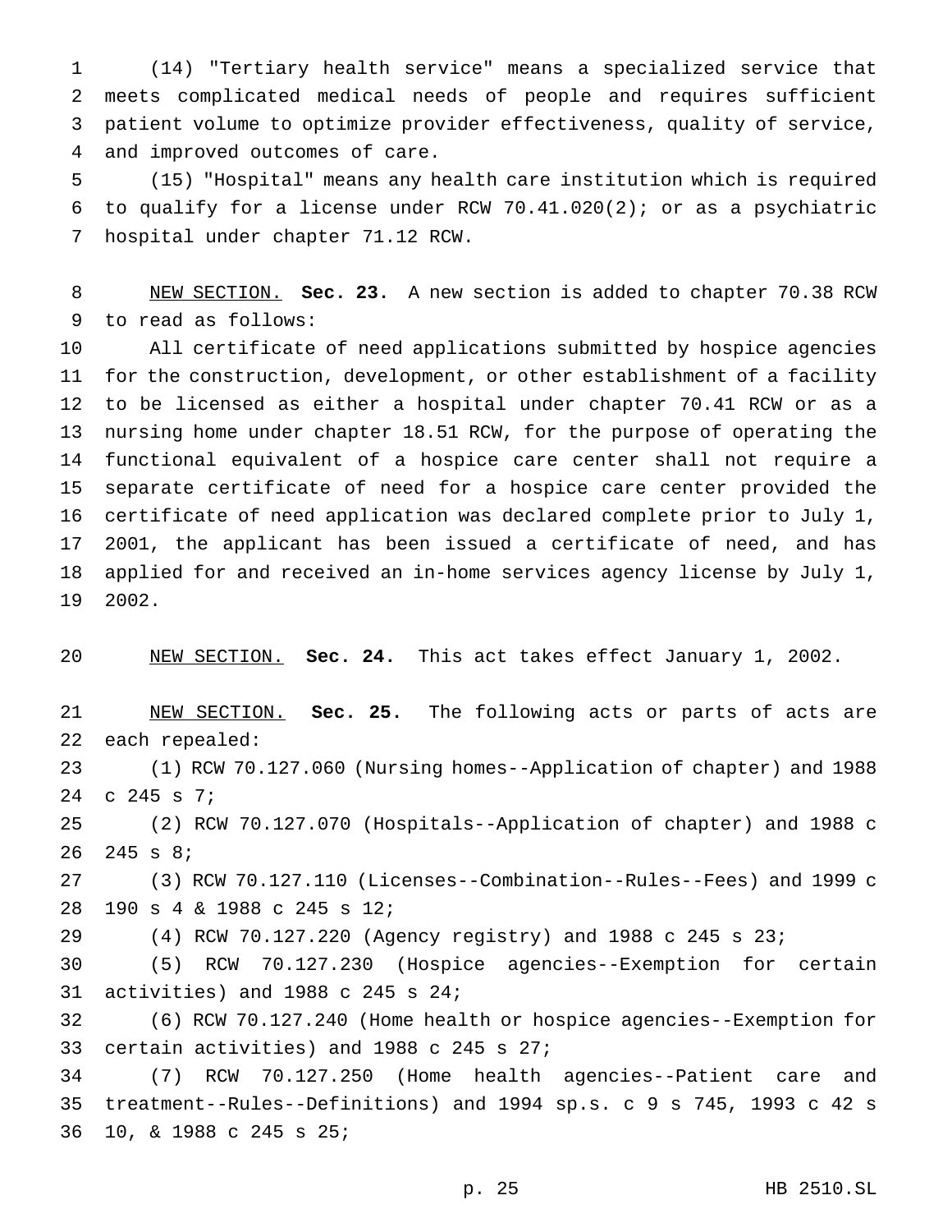(14) "Tertiary health service" means a specialized service that meets complicated medical needs of people and requires sufficient patient volume to optimize provider effectiveness, quality of service, and improved outcomes of care.

(15) "Hospital" means any health care institution which is required to qualify for a license under RCW 70.41.020(2); or as a psychiatric hospital under chapter 71.12 RCW.

NEW SECTION. **Sec. 23.** A new section is added to chapter 70.38 RCW to read as follows:

All certificate of need applications submitted by hospice agencies for the construction, development, or other establishment of a facility to be licensed as either a hospital under chapter 70.41 RCW or as a nursing home under chapter 18.51 RCW, for the purpose of operating the functional equivalent of a hospice care center shall not require a separate certificate of need for a hospice care center provided the certificate of need application was declared complete prior to July 1, 2001, the applicant has been issued a certificate of need, and has applied for and received an in-home services agency license by July 1, 2002.

NEW SECTION. **Sec. 24.** This act takes effect January 1, 2002.

NEW SECTION. **Sec. 25.** The following acts or parts of acts are each repealed:

(1) RCW 70.127.060 (Nursing homes--Application of chapter) and 1988 c 245 s 7;

(2) RCW 70.127.070 (Hospitals--Application of chapter) and 1988 c 245 s 8;

(3) RCW 70.127.110 (Licenses--Combination--Rules--Fees) and 1999 c 190 s 4 & 1988 c 245 s 12;

(4) RCW 70.127.220 (Agency registry) and 1988 c 245 s 23;

(5) RCW 70.127.230 (Hospice agencies--Exemption for certain activities) and 1988 c 245 s 24;

(6) RCW 70.127.240 (Home health or hospice agencies--Exemption for certain activities) and 1988 c 245 s 27;

(7) RCW 70.127.250 (Home health agencies--Patient care and treatment--Rules--Definitions) and 1994 sp.s. c 9 s 745, 1993 c 42 s 10, & 1988 c 245 s 25;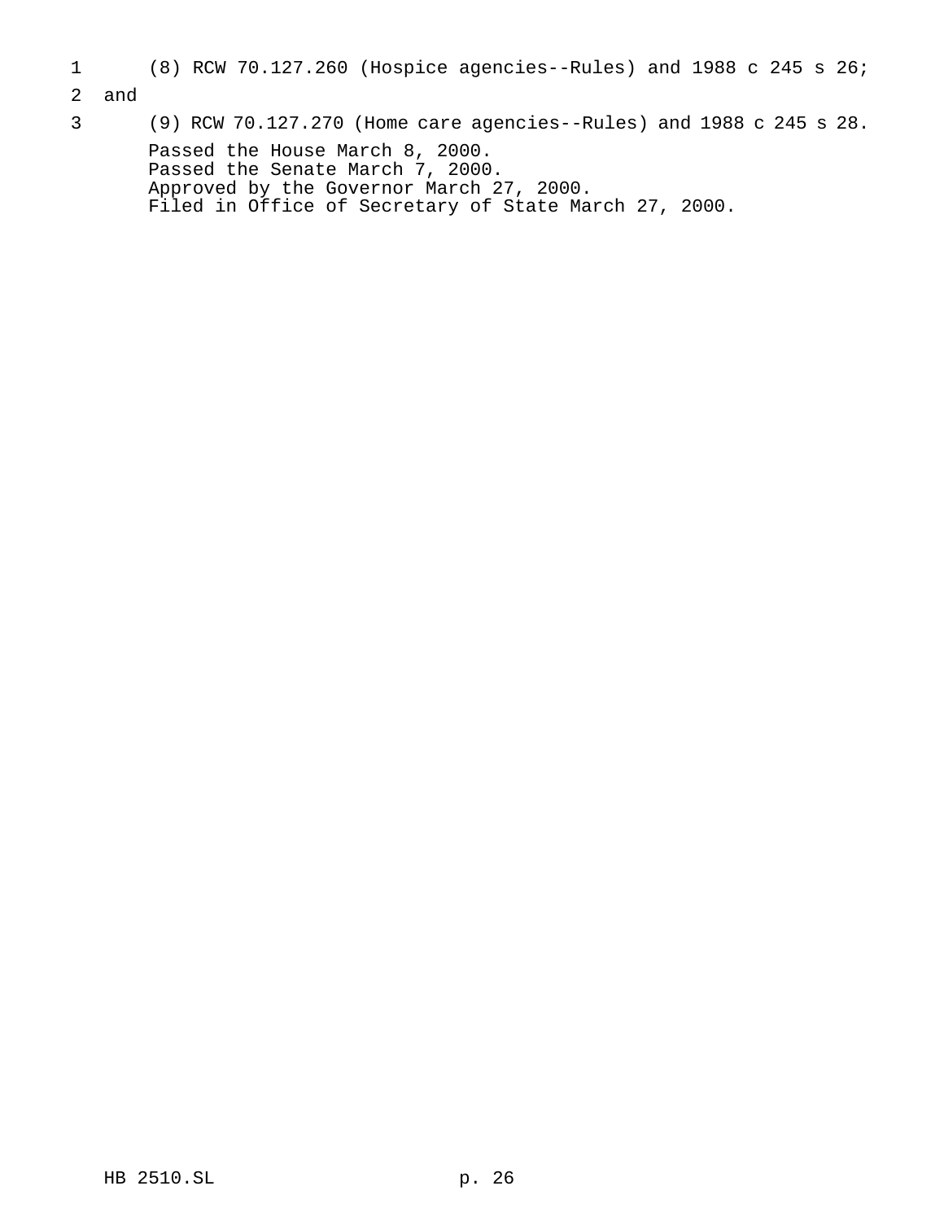(8) RCW 70.127.260 (Hospice agencies--Rules) and 1988 c 245 s 26; and

(9) RCW 70.127.270 (Home care agencies--Rules) and 1988 c 245 s 28.

Passed the House March 8, 2000.
Passed the Senate March 7, 2000.
Approved by the Governor March 27, 2000.
Filed in Office of Secretary of State March 27, 2000.